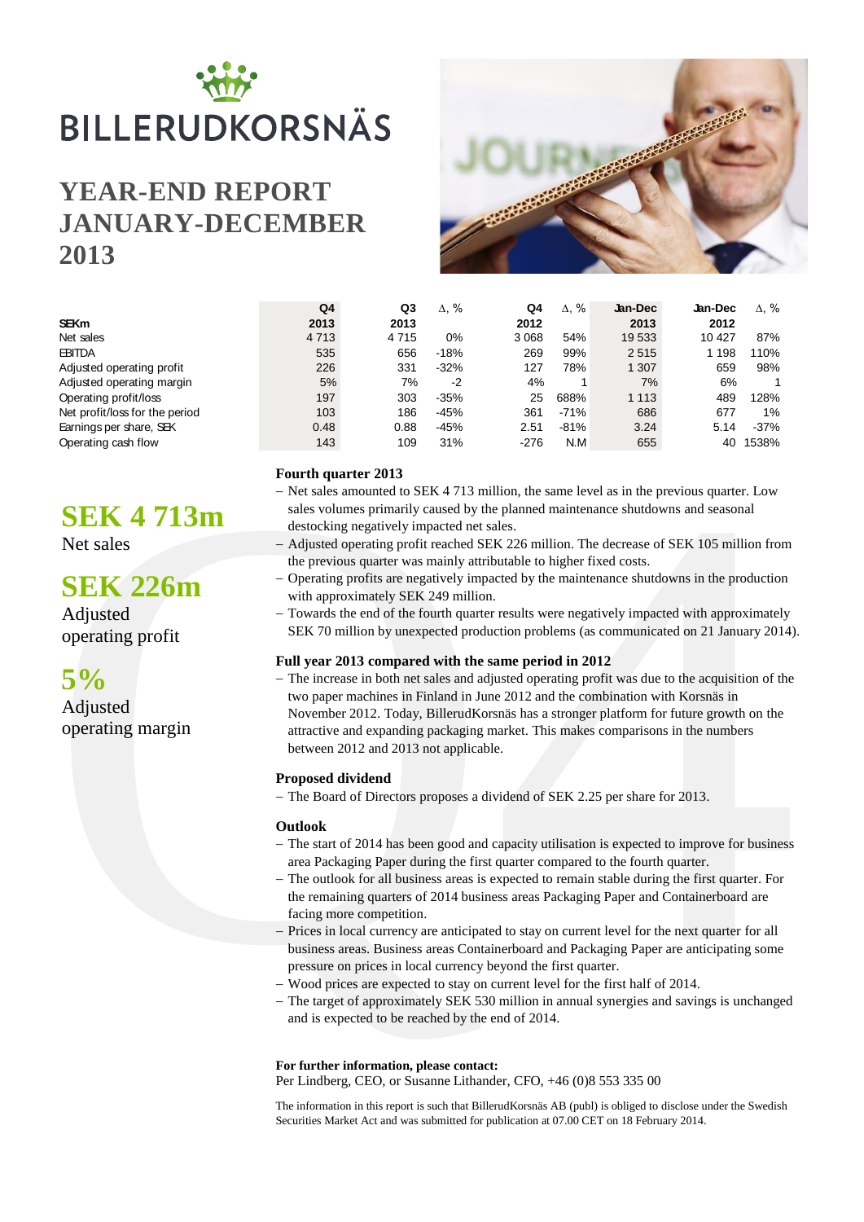# BILLERUDKORSNÄS

# YEAR-END REPORT JANUARY-DECEMBER 2013

| SEKm | Q4 2013 | Q3 2013 | Δ, % | Q4 2012 | Δ, % | Jan-Dec 2013 | Jan-Dec 2012 | Δ, % |
|---|---|---|---|---|---|---|---|---|
| Net sales | 4 713 | 4 715 | 0% | 3 068 | 54% | 19 533 | 10 427 | 87% |
| EBITDA | 535 | 656 | -18% | 269 | 99% | 2 515 | 1 198 | 110% |
| Adjusted operating profit | 226 | 331 | -32% | 127 | 78% | 1 307 | 659 | 98% |
| Adjusted operating margin | 5% | 7% | -2 | 4% | 1 | 7% | 6% | 1 |
| Operating profit/loss | 197 | 303 | -35% | 25 | 688% | 1 113 | 489 | 128% |
| Net profit/loss for the period | 103 | 186 | -45% | 361 | -71% | 686 | 677 | 1% |
| Earnings per share, SEK | 0.48 | 0.88 | -45% | 2.51 | -81% | 3.24 | 5.14 | -37% |
| Operating cash flow | 143 | 109 | 31% | -276 | N.M | 655 | 40 | 1538% |

## SEK 4 713m
Net sales

## SEK 226m
Adjusted operating profit

## 5%
Adjusted operating margin

### Fourth quarter 2013

- Net sales amounted to SEK 4 713 million, the same level as in the previous quarter. Low sales volumes primarily caused by the planned maintenance shutdowns and seasonal destocking negatively impacted net sales.
- Adjusted operating profit reached SEK 226 million. The decrease of SEK 105 million from the previous quarter was mainly attributable to higher fixed costs.
- Operating profits are negatively impacted by the maintenance shutdowns in the production with approximately SEK 249 million.
- Towards the end of the fourth quarter results were negatively impacted with approximately SEK 70 million by unexpected production problems (as communicated on 21 January 2014).

### Full year 2013 compared with the same period in 2012

- The increase in both net sales and adjusted operating profit was due to the acquisition of the two paper machines in Finland in June 2012 and the combination with Korsnäs in November 2012. Today, BillerudKorsnäs has a stronger platform for future growth on the attractive and expanding packaging market. This makes comparisons in the numbers between 2012 and 2013 not applicable.

### Proposed dividend

- The Board of Directors proposes a dividend of SEK 2.25 per share for 2013.

### Outlook

- The start of 2014 has been good and capacity utilisation is expected to improve for business area Packaging Paper during the first quarter compared to the fourth quarter.
- The outlook for all business areas is expected to remain stable during the first quarter. For the remaining quarters of 2014 business areas Packaging Paper and Containerboard are facing more competition.
- Prices in local currency are anticipated to stay on current level for the next quarter for all business areas. Business areas Containerboard and Packaging Paper are anticipating some pressure on prices in local currency beyond the first quarter.
- Wood prices are expected to stay on current level for the first half of 2014.
- The target of approximately SEK 530 million in annual synergies and savings is unchanged and is expected to be reached by the end of 2014.

**For further information, please contact:**
Per Lindberg, CEO, or Susanne Lithander, CFO, +46 (0)8 553 335 00

The information in this report is such that BillerudKorsnäs AB (publ) is obliged to disclose under the Swedish Securities Market Act and was submitted for publication at 07.00 CET on 18 February 2014.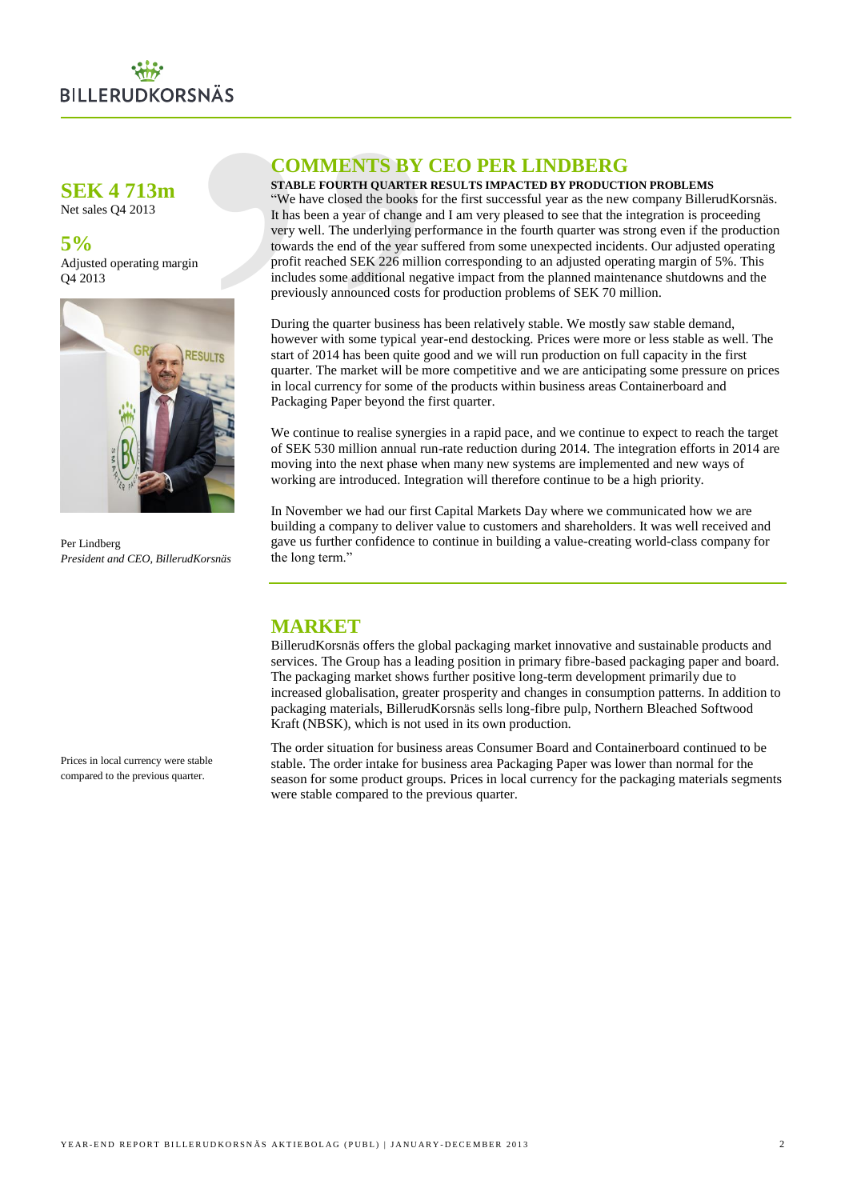**SEK 4 713m**
Net sales Q4 2013

**5%**
Adjusted operating margin Q4 2013

Per Lindberg
*President and CEO, BillerudKorsnäs*

## COMMENTS BY CEO PER LINDBERG

**STABLE FOURTH QUARTER RESULTS IMPACTED BY PRODUCTION PROBLEMS**

"We have closed the books for the first successful year as the new company BillerudKorsnäs. It has been a year of change and I am very pleased to see that the integration is proceeding very well. The underlying performance in the fourth quarter was strong even if the production towards the end of the year suffered from some unexpected incidents. Our adjusted operating profit reached SEK 226 million corresponding to an adjusted operating margin of 5%. This includes some additional negative impact from the planned maintenance shutdowns and the previously announced costs for production problems of SEK 70 million.

During the quarter business has been relatively stable. We mostly saw stable demand, however with some typical year-end destocking. Prices were more or less stable as well. The start of 2014 has been quite good and we will run production on full capacity in the first quarter. The market will be more competitive and we are anticipating some pressure on prices in local currency for some of the products within business areas Containerboard and Packaging Paper beyond the first quarter.

We continue to realise synergies in a rapid pace, and we continue to expect to reach the target of SEK 530 million annual run-rate reduction during 2014. The integration efforts in 2014 are moving into the next phase when many new systems are implemented and new ways of working are introduced. Integration will therefore continue to be a high priority.

In November we had our first Capital Markets Day where we communicated how we are building a company to deliver value to customers and shareholders. It was well received and gave us further confidence to continue in building a value-creating world-class company for the long term."

## MARKET

BillerudKorsnäs offers the global packaging market innovative and sustainable products and services. The Group has a leading position in primary fibre-based packaging paper and board. The packaging market shows further positive long-term development primarily due to increased globalisation, greater prosperity and changes in consumption patterns. In addition to packaging materials, BillerudKorsnäs sells long-fibre pulp, Northern Bleached Softwood Kraft (NBSK), which is not used in its own production.

Prices in local currency were stable compared to the previous quarter.

The order situation for business areas Consumer Board and Containerboard continued to be stable. The order intake for business area Packaging Paper was lower than normal for the season for some product groups. Prices in local currency for the packaging materials segments were stable compared to the previous quarter.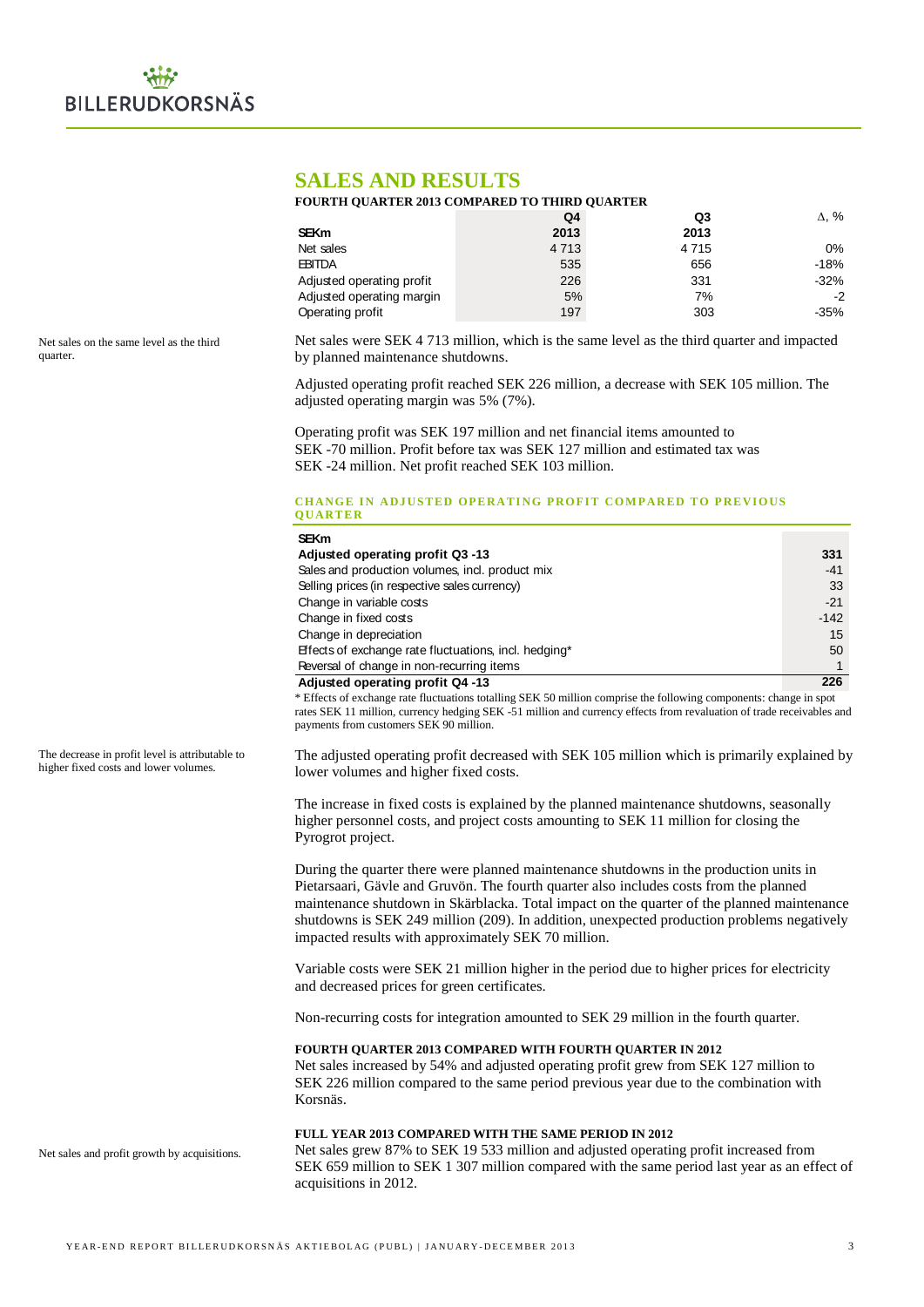## SALES AND RESULTS

### FOURTH QUARTER 2013 COMPARED TO THIRD QUARTER

| SEKm | Q4 2013 | Q3 2013 | Δ, % |
|---|---|---|---|
| Net sales | 4 713 | 4 715 | 0% |
| EBITDA | 535 | 656 | -18% |
| Adjusted operating profit | 226 | 331 | -32% |
| Adjusted operating margin | 5% | 7% | -2 |
| Operating profit | 197 | 303 | -35% |

Net sales on the same level as the third quarter.

Net sales were SEK 4 713 million, which is the same level as the third quarter and impacted by planned maintenance shutdowns.

Adjusted operating profit reached SEK 226 million, a decrease with SEK 105 million. The adjusted operating margin was 5% (7%).

Operating profit was SEK 197 million and net financial items amounted to SEK -70 million. Profit before tax was SEK 127 million and estimated tax was SEK -24 million. Net profit reached SEK 103 million.

#### CHANGE IN ADJUSTED OPERATING PROFIT COMPARED TO PREVIOUS QUARTER

| SEKm | |
|---|---|
| **Adjusted operating profit Q3 -13** | **331** |
| Sales and production volumes, incl. product mix | -41 |
| Selling prices (in respective sales currency) | 33 |
| Change in variable costs | -21 |
| Change in fixed costs | -142 |
| Change in depreciation | 15 |
| Effects of exchange rate fluctuations, incl. hedging* | 50 |
| Reversal of change in non-recurring items | 1 |
| **Adjusted operating profit Q4 -13** | **226** |

* Effects of exchange rate fluctuations totalling SEK 50 million comprise the following components: change in spot rates SEK 11 million, currency hedging SEK -51 million and currency effects from revaluation of trade receivables and payments from customers SEK 90 million.

The decrease in profit level is attributable to higher fixed costs and lower volumes.

The adjusted operating profit decreased with SEK 105 million which is primarily explained by lower volumes and higher fixed costs.

The increase in fixed costs is explained by the planned maintenance shutdowns, seasonally higher personnel costs, and project costs amounting to SEK 11 million for closing the Pyrogrot project.

During the quarter there were planned maintenance shutdowns in the production units in Pietarsaari, Gävle and Gruvön. The fourth quarter also includes costs from the planned maintenance shutdown in Skärblacka. Total impact on the quarter of the planned maintenance shutdowns is SEK 249 million (209). In addition, unexpected production problems negatively impacted results with approximately SEK 70 million.

Variable costs were SEK 21 million higher in the period due to higher prices for electricity and decreased prices for green certificates.

Non-recurring costs for integration amounted to SEK 29 million in the fourth quarter.

#### FOURTH QUARTER 2013 COMPARED WITH FOURTH QUARTER IN 2012

Net sales increased by 54% and adjusted operating profit grew from SEK 127 million to SEK 226 million compared to the same period previous year due to the combination with Korsnäs.

#### FULL YEAR 2013 COMPARED WITH THE SAME PERIOD IN 2012

Net sales and profit growth by acquisitions.

Net sales grew 87% to SEK 19 533 million and adjusted operating profit increased from SEK 659 million to SEK 1 307 million compared with the same period last year as an effect of acquisitions in 2012.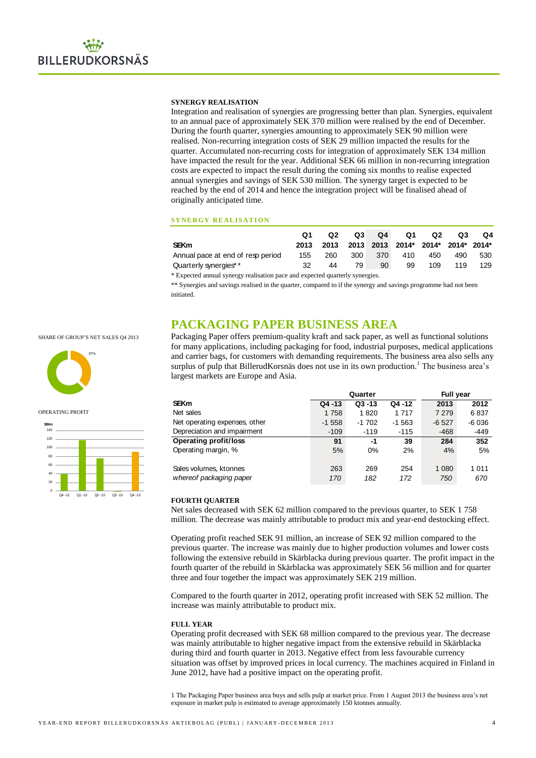**SYNERGY REALISATION**

Integration and realisation of synergies are progressing better than plan. Synergies, equivalent to an annual pace of approximately SEK 370 million were realised by the end of December. During the fourth quarter, synergies amounting to approximately SEK 90 million were realised. Non-recurring integration costs of SEK 29 million impacted the results for the quarter. Accumulated non-recurring costs for integration of approximately SEK 134 million have impacted the result for the year. Additional SEK 66 million in non-recurring integration costs are expected to impact the result during the coming six months to realise expected annual synergies and savings of SEK 530 million. The synergy target is expected to be reached by the end of 2014 and hence the integration project will be finalised ahead of originally anticipated time.

**SYNERGY REALISATION**

| SEKm | Q1 2013 | Q2 2013 | Q3 2013 | Q4 2013 | Q1 2014* | Q2 2014* | Q3 2014* | Q4 2014* |
|---|---|---|---|---|---|---|---|---|
| Annual pace at end of resp period | 155 | 260 | 300 | 370 | 410 | 450 | 490 | 530 |
| Quarterly synergies** | 32 | 44 | 79 | 90 | 99 | 109 | 119 | 129 |

* Expected annual synergy realisation pace and expected quarterly synergies.

** Synergies and savings realised in the quarter, compared to if the synergy and savings programme had not been initiated.

## PACKAGING PAPER BUSINESS AREA

SHARE OF GROUP'S NET SALES Q4 2013

37%

OPERATING PROFIT

Packaging Paper offers premium-quality kraft and sack paper, as well as functional solutions for many applications, including packaging for food, industrial purposes, medical applications and carrier bags, for customers with demanding requirements. The business area also sells any surplus of pulp that BillerudKorsnäs does not use in its own production.[1] The business area's largest markets are Europe and Asia.

| SEKm | Quarter Q4 -13 | Q3 -13 | Q4 -12 | Full year 2013 | 2012 |
|---|---|---|---|---|---|
| Net sales | 1 758 | 1 820 | 1 717 | 7 279 | 6 837 |
| Net operating expenses, other | -1 558 | -1 702 | -1 563 | -6 527 | -6 036 |
| Depreciation and impairment | -109 | -119 | -115 | -468 | -449 |
| **Operating profit/loss** | **91** | **-1** | **39** | **284** | **352** |
| Operating margin, % | 5% | 0% | 2% | 4% | 5% |
| | | | | | |
| Sales volumes, ktonnes | 263 | 269 | 254 | 1 080 | 1 011 |
| *whereof packaging paper* | *170* | *182* | *172* | *750* | *670* |

**FOURTH QUARTER**

Net sales decreased with SEK 62 million compared to the previous quarter, to SEK 1 758 million. The decrease was mainly attributable to product mix and year-end destocking effect.

Operating profit reached SEK 91 million, an increase of SEK 92 million compared to the previous quarter. The increase was mainly due to higher production volumes and lower costs following the extensive rebuild in Skärblacka during previous quarter. The profit impact in the fourth quarter of the rebuild in Skärblacka was approximately SEK 56 million and for quarter three and four together the impact was approximately SEK 219 million.

Compared to the fourth quarter in 2012, operating profit increased with SEK 52 million. The increase was mainly attributable to product mix.

**FULL YEAR**

Operating profit decreased with SEK 68 million compared to the previous year. The decrease was mainly attributable to higher negative impact from the extensive rebuild in Skärblacka during third and fourth quarter in 2013. Negative effect from less favourable currency situation was offset by improved prices in local currency. The machines acquired in Finland in June 2012, have had a positive impact on the operating profit.

1 The Packaging Paper business area buys and sells pulp at market price. From 1 August 2013 the business area's net exposure in market pulp is estimated to average approximately 150 ktonnes annually.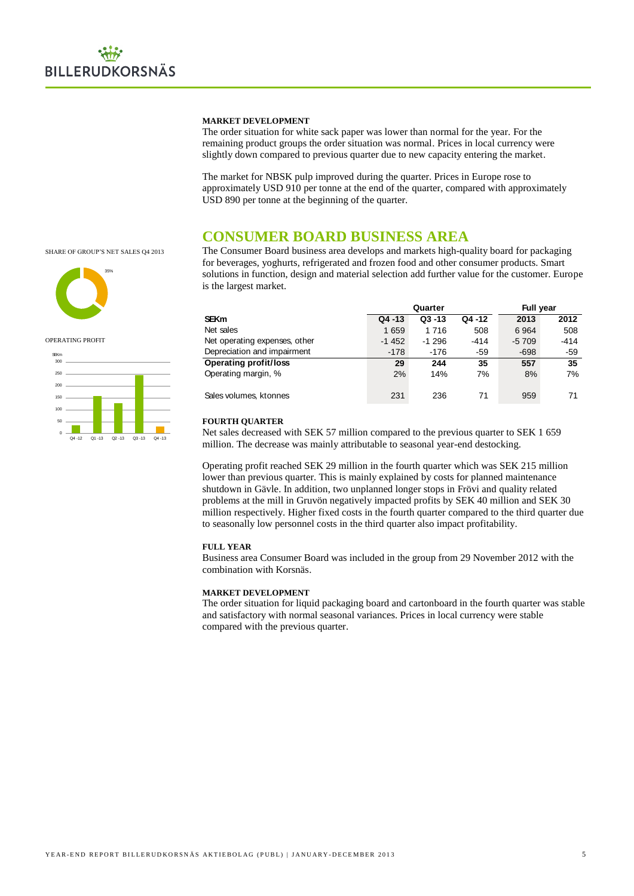#### MARKET DEVELOPMENT

The order situation for white sack paper was lower than normal for the year. For the remaining product groups the order situation was normal. Prices in local currency were slightly down compared to previous quarter due to new capacity entering the market.

The market for NBSK pulp improved during the quarter. Prices in Europe rose to approximately USD 910 per tonne at the end of the quarter, compared with approximately USD 890 per tonne at the beginning of the quarter.

## CONSUMER BOARD BUSINESS AREA

SHARE OF GROUP'S NET SALES Q4 2013

35%

OPERATING PROFIT

The Consumer Board business area develops and markets high-quality board for packaging for beverages, yoghurts, refrigerated and frozen food and other consumer products. Smart solutions in function, design and material selection add further value for the customer. Europe is the largest market.

| | Quarter | | | Full year | |
|---|---|---|---|---|---|
| **SEKm** | **Q4 -13** | **Q3 -13** | **Q4 -12** | **2013** | **2012** |
| Net sales | 1 659 | 1 716 | 508 | 6 964 | 508 |
| Net operating expenses, other | -1 452 | -1 296 | -414 | -5 709 | -414 |
| Depreciation and impairment | -178 | -176 | -59 | -698 | -59 |
| **Operating profit/loss** | **29** | **244** | **35** | **557** | **35** |
| Operating margin, % | 2% | 14% | 7% | 8% | 7% |
| | | | | | |
| Sales volumes, ktonnes | 231 | 236 | 71 | 959 | 71 |

#### FOURTH QUARTER

Net sales decreased with SEK 57 million compared to the previous quarter to SEK 1 659 million. The decrease was mainly attributable to seasonal year-end destocking.

Operating profit reached SEK 29 million in the fourth quarter which was SEK 215 million lower than previous quarter. This is mainly explained by costs for planned maintenance shutdown in Gävle. In addition, two unplanned longer stops in Frövi and quality related problems at the mill in Gruvön negatively impacted profits by SEK 40 million and SEK 30 million respectively. Higher fixed costs in the fourth quarter compared to the third quarter due to seasonally low personnel costs in the third quarter also impact profitability.

#### FULL YEAR

Business area Consumer Board was included in the group from 29 November 2012 with the combination with Korsnäs.

#### MARKET DEVELOPMENT

The order situation for liquid packaging board and cartonboard in the fourth quarter was stable and satisfactory with normal seasonal variances. Prices in local currency were stable compared with the previous quarter.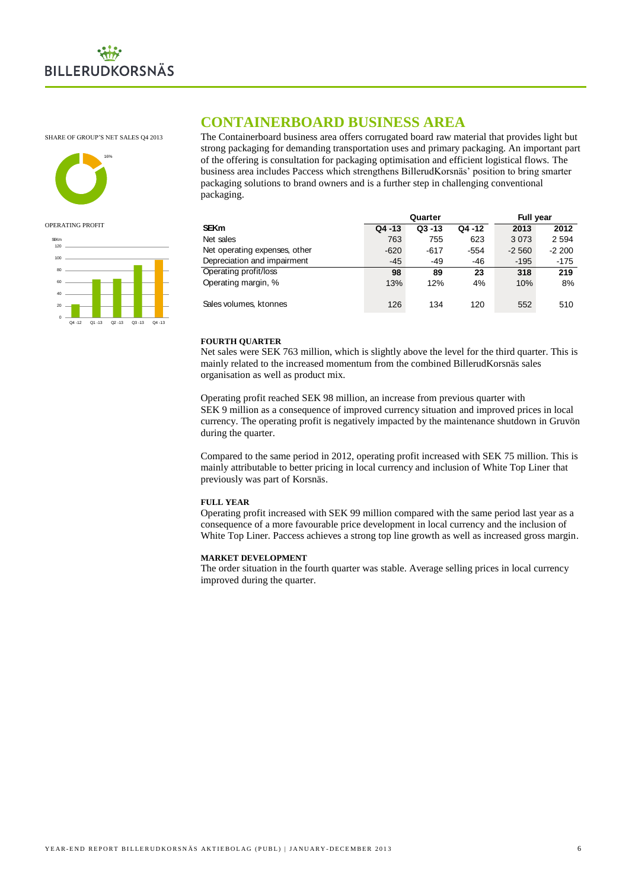SHARE OF GROUP'S NET SALES Q4 2013

16%

OPERATING PROFIT

SEKm

# CONTAINERBOARD BUSINESS AREA

The Containerboard business area offers corrugated board raw material that provides light but strong packaging for demanding transportation uses and primary packaging. An important part of the offering is consultation for packaging optimisation and efficient logistical flows. The business area includes Paccess which strengthens BillerudKorsnäs' position to bring smarter packaging solutions to brand owners and is a further step in challenging conventional packaging.

| SEKm | Quarter | | | Full year | |
|---|---|---|---|---|---|
| | Q4 -13 | Q3 -13 | Q4 -12 | 2013 | 2012 |
| Net sales | 763 | 755 | 623 | 3 073 | 2 594 |
| Net operating expenses, other | -620 | -617 | -554 | -2 560 | -2 200 |
| Depreciation and impairment | -45 | -49 | -46 | -195 | -175 |
| **Operating profit/loss** | **98** | **89** | **23** | **318** | **219** |
| Operating margin, % | 13% | 12% | 4% | 10% | 8% |
| Sales volumes, ktonnes | 126 | 134 | 120 | 552 | 510 |

### FOURTH QUARTER

Net sales were SEK 763 million, which is slightly above the level for the third quarter. This is mainly related to the increased momentum from the combined BillerudKorsnäs sales organisation as well as product mix.

Operating profit reached SEK 98 million, an increase from previous quarter with SEK 9 million as a consequence of improved currency situation and improved prices in local currency. The operating profit is negatively impacted by the maintenance shutdown in Gruvön during the quarter.

Compared to the same period in 2012, operating profit increased with SEK 75 million. This is mainly attributable to better pricing in local currency and inclusion of White Top Liner that previously was part of Korsnäs.

### FULL YEAR

Operating profit increased with SEK 99 million compared with the same period last year as a consequence of a more favourable price development in local currency and the inclusion of White Top Liner. Paccess achieves a strong top line growth as well as increased gross margin.

### MARKET DEVELOPMENT

The order situation in the fourth quarter was stable. Average selling prices in local currency improved during the quarter.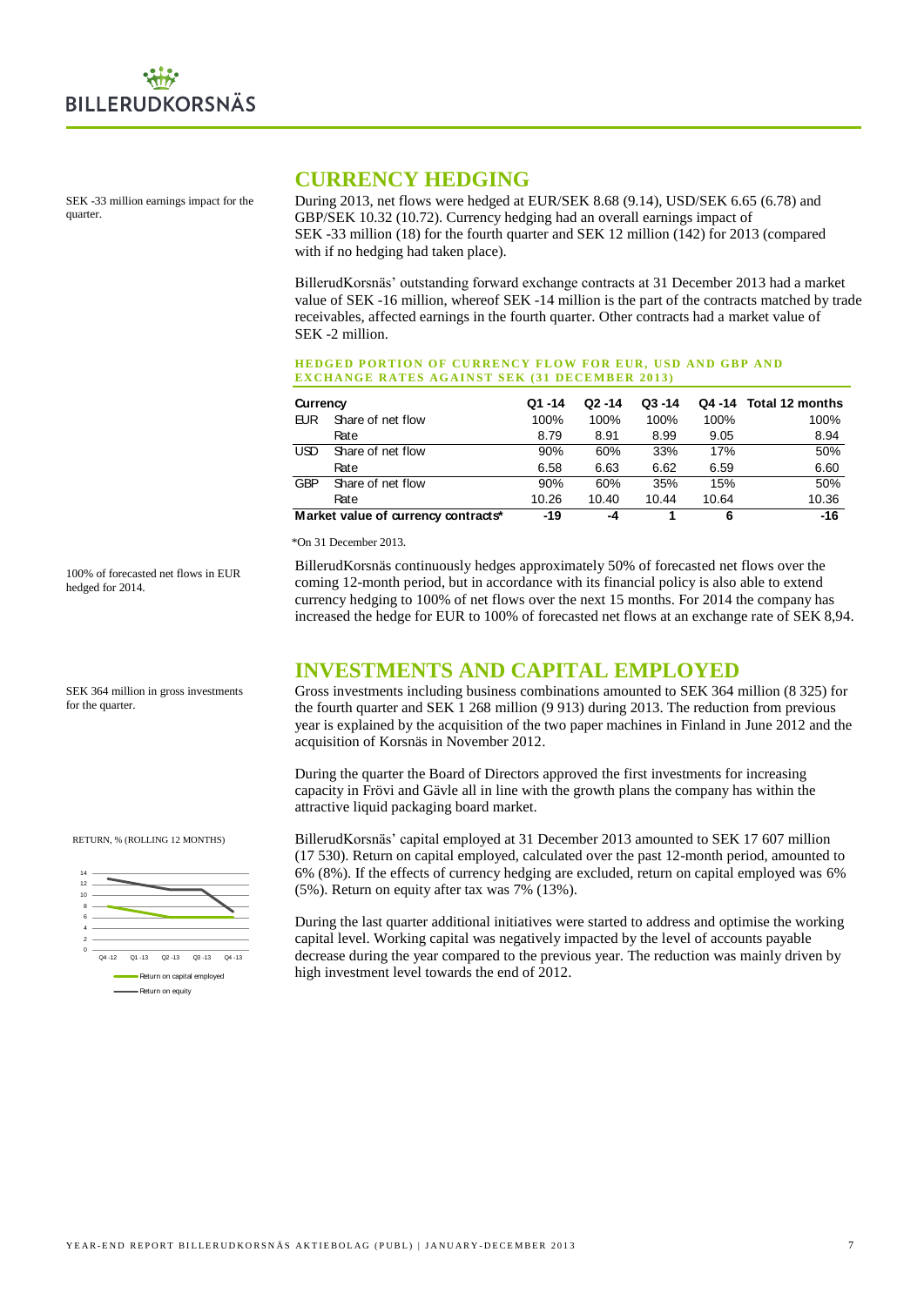SEK -33 million earnings impact for the quarter.

## CURRENCY HEDGING

During 2013, net flows were hedged at EUR/SEK 8.68 (9.14), USD/SEK 6.65 (6.78) and GBP/SEK 10.32 (10.72). Currency hedging had an overall earnings impact of SEK -33 million (18) for the fourth quarter and SEK 12 million (142) for 2013 (compared with if no hedging had taken place).

BillerudKorsnäs' outstanding forward exchange contracts at 31 December 2013 had a market value of SEK -16 million, whereof SEK -14 million is the part of the contracts matched by trade receivables, affected earnings in the fourth quarter. Other contracts had a market value of SEK -2 million.

**HEDGED PORTION OF CURRENCY FLOW FOR EUR, USD AND GBP AND EXCHANGE RATES AGAINST SEK (31 DECEMBER 2013)**

| Currency | | Q1 -14 | Q2 -14 | Q3 -14 | Q4 -14 | Total 12 months |
|---|---|---|---|---|---|---|
| EUR | Share of net flow | 100% | 100% | 100% | 100% | 100% |
| | Rate | 8.79 | 8.91 | 8.99 | 9.05 | 8.94 |
| USD | Share of net flow | 90% | 60% | 33% | 17% | 50% |
| | Rate | 6.58 | 6.63 | 6.62 | 6.59 | 6.60 |
| GBP | Share of net flow | 90% | 60% | 35% | 15% | 50% |
| | Rate | 10.26 | 10.40 | 10.44 | 10.64 | 10.36 |
| **Market value of currency contracts*** | | **-19** | **-4** | **1** | **6** | **-16** |

*On 31 December 2013.

100% of forecasted net flows in EUR hedged for 2014.

BillerudKorsnäs continuously hedges approximately 50% of forecasted net flows over the coming 12-month period, but in accordance with its financial policy is also able to extend currency hedging to 100% of net flows over the next 15 months. For 2014 the company has increased the hedge for EUR to 100% of forecasted net flows at an exchange rate of SEK 8,94.

## INVESTMENTS AND CAPITAL EMPLOYED

SEK 364 million in gross investments for the quarter.

Gross investments including business combinations amounted to SEK 364 million (8 325) for the fourth quarter and SEK 1 268 million (9 913) during 2013. The reduction from previous year is explained by the acquisition of the two paper machines in Finland in June 2012 and the acquisition of Korsnäs in November 2012.

During the quarter the Board of Directors approved the first investments for increasing capacity in Frövi and Gävle all in line with the growth plans the company has within the attractive liquid packaging board market.

RETURN, % (ROLLING 12 MONTHS)

BillerudKorsnäs' capital employed at 31 December 2013 amounted to SEK 17 607 million (17 530). Return on capital employed, calculated over the past 12-month period, amounted to 6% (8%). If the effects of currency hedging are excluded, return on capital employed was 6% (5%). Return on equity after tax was 7% (13%).

During the last quarter additional initiatives were started to address and optimise the working capital level. Working capital was negatively impacted by the level of accounts payable decrease during the year compared to the previous year. The reduction was mainly driven by high investment level towards the end of 2012.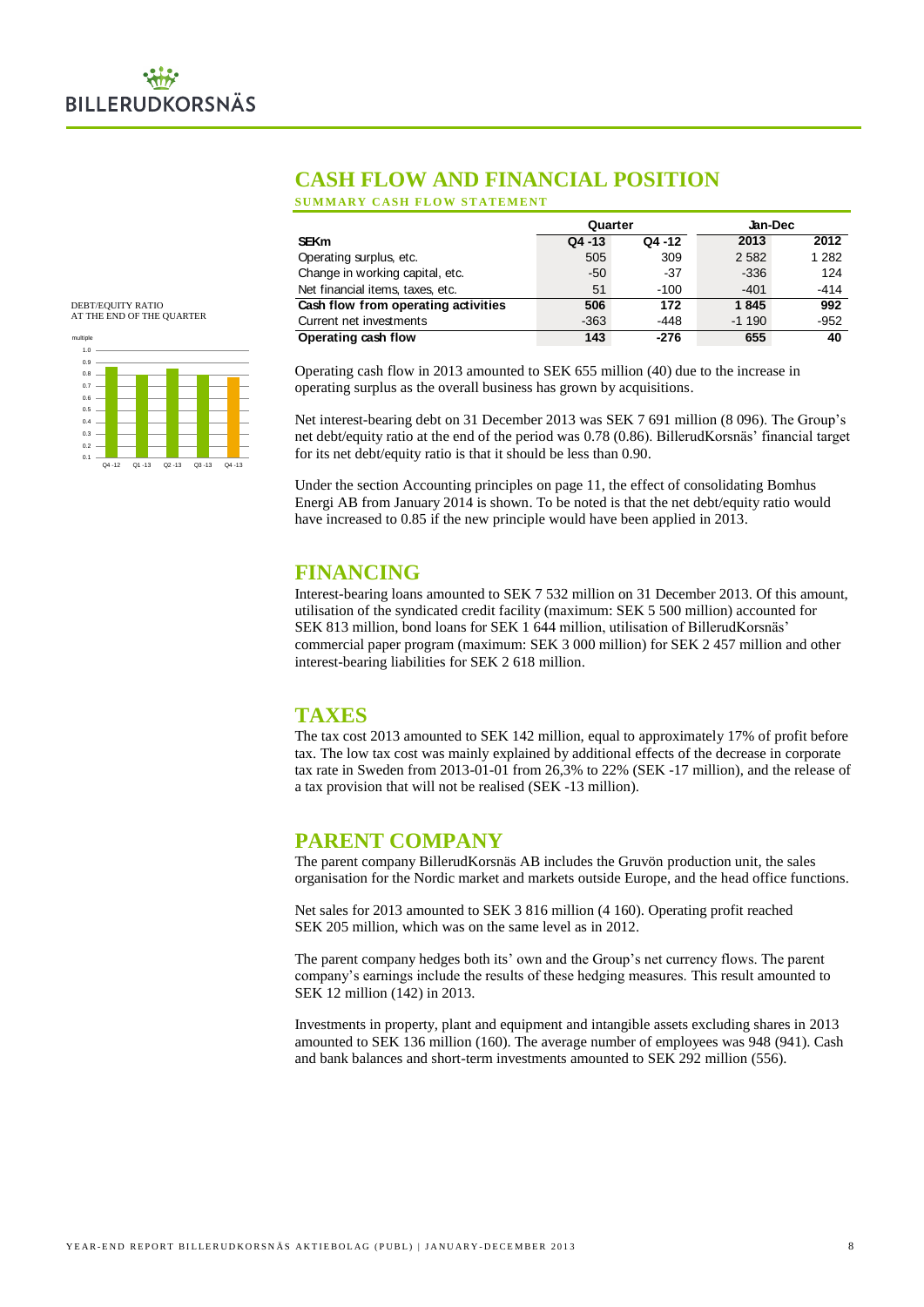# CASH FLOW AND FINANCIAL POSITION

**SUMMARY CASH FLOW STATEMENT**

| | Quarter | | Jan-Dec | |
|---|---|---|---|---|
| **SEKm** | **Q4 -13** | **Q4 -12** | **2013** | **2012** |
| Operating surplus, etc. | 505 | 309 | 2 582 | 1 282 |
| Change in working capital, etc. | -50 | -37 | -336 | 124 |
| Net financial items, taxes, etc. | 51 | -100 | -401 | -414 |
| **Cash flow from operating activities** | **506** | **172** | **1 845** | **992** |
| Current net investments | -363 | -448 | -1 190 | -952 |
| **Operating cash flow** | **143** | **-276** | **655** | **40** |

DEBT/EQUITY RATIO
AT THE END OF THE QUARTER

Operating cash flow in 2013 amounted to SEK 655 million (40) due to the increase in operating surplus as the overall business has grown by acquisitions.

Net interest-bearing debt on 31 December 2013 was SEK 7 691 million (8 096). The Group's net debt/equity ratio at the end of the period was 0.78 (0.86). BillerudKorsnäs' financial target for its net debt/equity ratio is that it should be less than 0.90.

Under the section Accounting principles on page 11, the effect of consolidating Bomhus Energi AB from January 2014 is shown. To be noted is that the net debt/equity ratio would have increased to 0.85 if the new principle would have been applied in 2013.

# FINANCING

Interest-bearing loans amounted to SEK 7 532 million on 31 December 2013. Of this amount, utilisation of the syndicated credit facility (maximum: SEK 5 500 million) accounted for SEK 813 million, bond loans for SEK 1 644 million, utilisation of BillerudKorsnäs' commercial paper program (maximum: SEK 3 000 million) for SEK 2 457 million and other interest-bearing liabilities for SEK 2 618 million.

# TAXES

The tax cost 2013 amounted to SEK 142 million, equal to approximately 17% of profit before tax. The low tax cost was mainly explained by additional effects of the decrease in corporate tax rate in Sweden from 2013-01-01 from 26,3% to 22% (SEK -17 million), and the release of a tax provision that will not be realised (SEK -13 million).

# PARENT COMPANY

The parent company BillerudKorsnäs AB includes the Gruvön production unit, the sales organisation for the Nordic market and markets outside Europe, and the head office functions.

Net sales for 2013 amounted to SEK 3 816 million (4 160). Operating profit reached SEK 205 million, which was on the same level as in 2012.

The parent company hedges both its' own and the Group's net currency flows. The parent company's earnings include the results of these hedging measures. This result amounted to SEK 12 million (142) in 2013.

Investments in property, plant and equipment and intangible assets excluding shares in 2013 amounted to SEK 136 million (160). The average number of employees was 948 (941). Cash and bank balances and short-term investments amounted to SEK 292 million (556).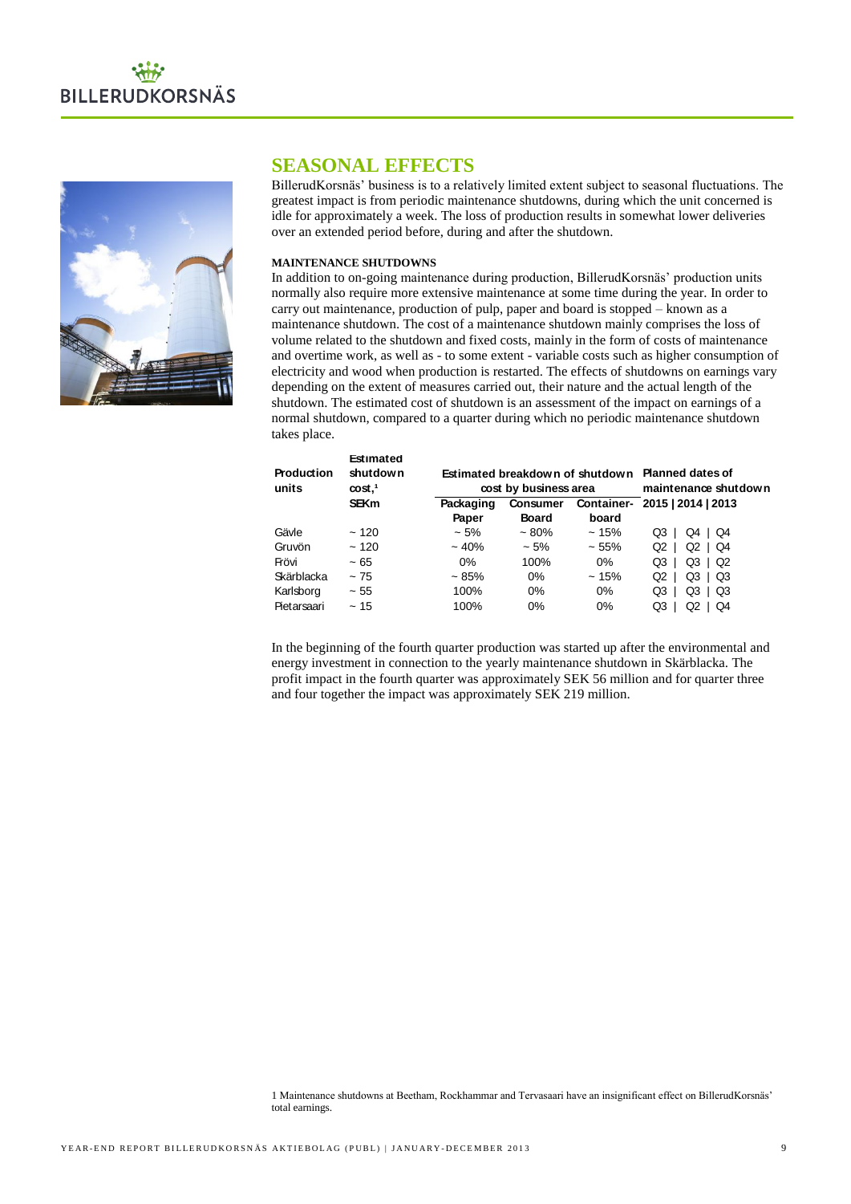## SEASONAL EFFECTS

BillerudKorsnäs' business is to a relatively limited extent subject to seasonal fluctuations. The greatest impact is from periodic maintenance shutdowns, during which the unit concerned is idle for approximately a week. The loss of production results in somewhat lower deliveries over an extended period before, during and after the shutdown.

### MAINTENANCE SHUTDOWNS

In addition to on-going maintenance during production, BillerudKorsnäs' production units normally also require more extensive maintenance at some time during the year. In order to carry out maintenance, production of pulp, paper and board is stopped – known as a maintenance shutdown. The cost of a maintenance shutdown mainly comprises the loss of volume related to the shutdown and fixed costs, mainly in the form of costs of maintenance and overtime work, as well as - to some extent - variable costs such as higher consumption of electricity and wood when production is restarted. The effects of shutdowns on earnings vary depending on the extent of measures carried out, their nature and the actual length of the shutdown. The estimated cost of shutdown is an assessment of the impact on earnings of a normal shutdown, compared to a quarter during which no periodic maintenance shutdown takes place.

| Production units | Estimated shutdown cost,[1] SEKm | Estimated breakdown of shutdown cost by business area | | | Planned dates of maintenance shutdown |
|---|---|---|---|---|---|
| | | Packaging Paper | Consumer Board | Container-board | 2015 \| 2014 \| 2013 |
| Gävle | ~ 120 | ~ 5% | ~ 80% | ~ 15% | Q3 \| Q4 \| Q4 |
| Gruvön | ~ 120 | ~ 40% | ~ 5% | ~ 55% | Q2 \| Q2 \| Q4 |
| Frövi | ~ 65 | 0% | 100% | 0% | Q3 \| Q3 \| Q2 |
| Skärblacka | ~ 75 | ~ 85% | 0% | ~ 15% | Q2 \| Q3 \| Q3 |
| Karlsborg | ~ 55 | 100% | 0% | 0% | Q3 \| Q3 \| Q3 |
| Pietarsaari | ~ 15 | 100% | 0% | 0% | Q3 \| Q2 \| Q4 |

In the beginning of the fourth quarter production was started up after the environmental and energy investment in connection to the yearly maintenance shutdown in Skärblacka. The profit impact in the fourth quarter was approximately SEK 56 million and for quarter three and four together the impact was approximately SEK 219 million.

1 Maintenance shutdowns at Beetham, Rockhammar and Tervasaari have an insignificant effect on BillerudKorsnäs' total earnings.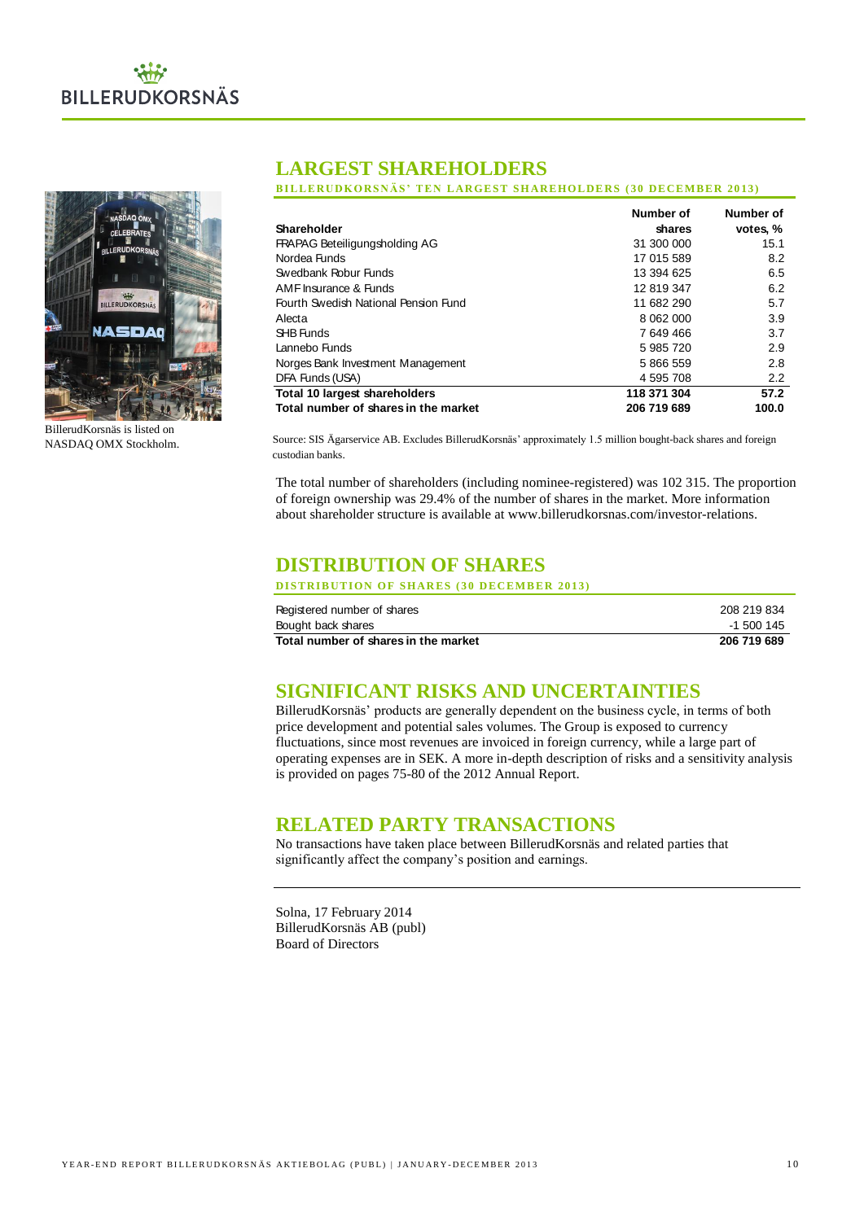## LARGEST SHAREHOLDERS

BILLERUDKORSNÄS' TEN LARGEST SHAREHOLDERS (30 DECEMBER 2013)

| Shareholder | Number of shares | Number of votes, % |
|---|---|---|
| FRAPAG Beteiligungsholding AG | 31 300 000 | 15.1 |
| Nordea Funds | 17 015 589 | 8.2 |
| Swedbank Robur Funds | 13 394 625 | 6.5 |
| AMF Insurance & Funds | 12 819 347 | 6.2 |
| Fourth Swedish National Pension Fund | 11 682 290 | 5.7 |
| Alecta | 8 062 000 | 3.9 |
| SHB Funds | 7 649 466 | 3.7 |
| Lannebo Funds | 5 985 720 | 2.9 |
| Norges Bank Investment Management | 5 866 559 | 2.8 |
| DFA Funds (USA) | 4 595 708 | 2.2 |
| **Total 10 largest shareholders** | **118 371 304** | **57.2** |
| **Total number of shares in the market** | **206 719 689** | **100.0** |

Source: SIS Ägarservice AB. Excludes BillerudKorsnäs' approximately 1.5 million bought-back shares and foreign custodian banks.

BillerudKorsnäs is listed on NASDAQ OMX Stockholm.

The total number of shareholders (including nominee-registered) was 102 315. The proportion of foreign ownership was 29.4% of the number of shares in the market. More information about shareholder structure is available at www.billerudkorsnas.com/investor-relations.

## DISTRIBUTION OF SHARES

DISTRIBUTION OF SHARES (30 DECEMBER 2013)

| | |
|---|---|
| Registered number of shares | 208 219 834 |
| Bought back shares | -1 500 145 |
| **Total number of shares in the market** | **206 719 689** |

## SIGNIFICANT RISKS AND UNCERTAINTIES

BillerudKorsnäs' products are generally dependent on the business cycle, in terms of both price development and potential sales volumes. The Group is exposed to currency fluctuations, since most revenues are invoiced in foreign currency, while a large part of operating expenses are in SEK. A more in-depth description of risks and a sensitivity analysis is provided on pages 75-80 of the 2012 Annual Report.

## RELATED PARTY TRANSACTIONS

No transactions have taken place between BillerudKorsnäs and related parties that significantly affect the company's position and earnings.

Solna, 17 February 2014
BillerudKorsnäs AB (publ)
Board of Directors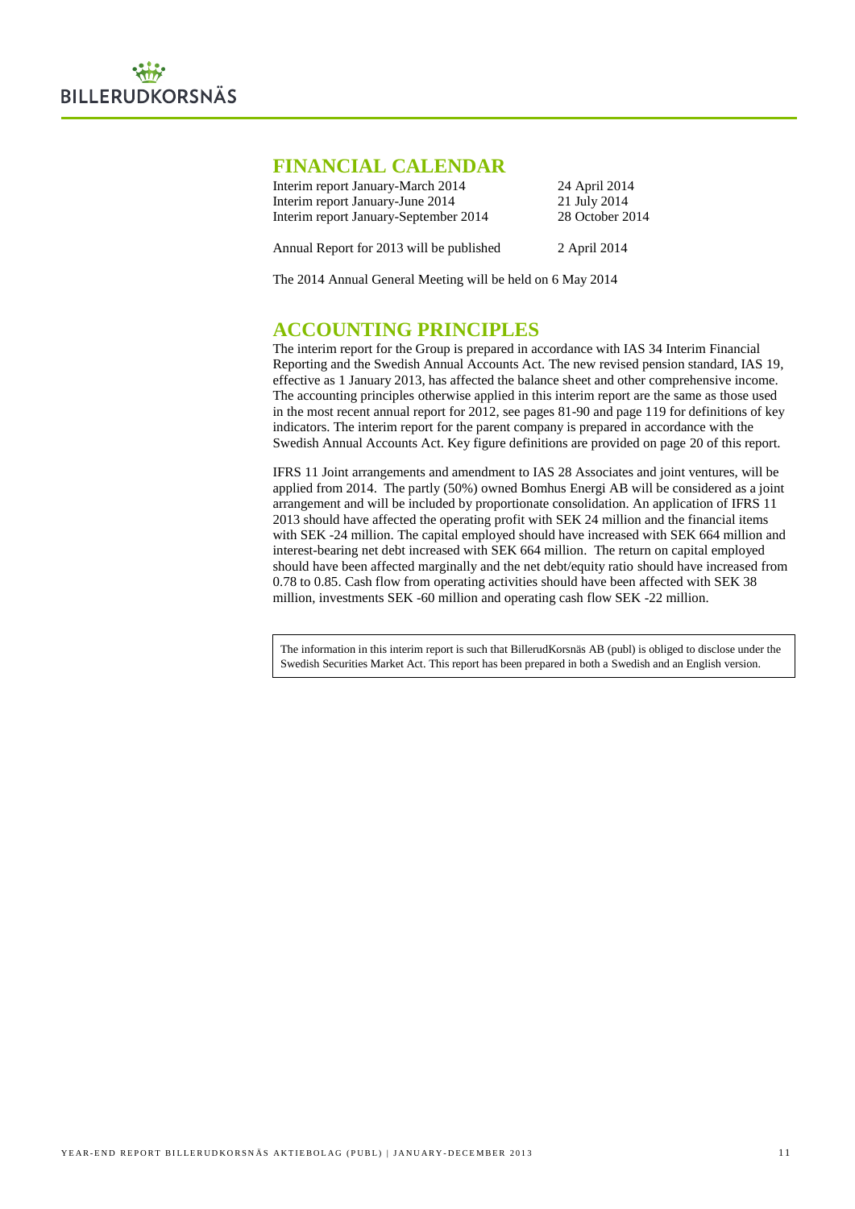## FINANCIAL CALENDAR

| | |
|---|---|
| Interim report January-March 2014 | 24 April 2014 |
| Interim report January-June 2014 | 21 July 2014 |
| Interim report January-September 2014 | 28 October 2014 |
| Annual Report for 2013 will be published | 2 April 2014 |

The 2014 Annual General Meeting will be held on 6 May 2014

## ACCOUNTING PRINCIPLES

The interim report for the Group is prepared in accordance with IAS 34 Interim Financial Reporting and the Swedish Annual Accounts Act. The new revised pension standard, IAS 19, effective as 1 January 2013, has affected the balance sheet and other comprehensive income. The accounting principles otherwise applied in this interim report are the same as those used in the most recent annual report for 2012, see pages 81-90 and page 119 for definitions of key indicators. The interim report for the parent company is prepared in accordance with the Swedish Annual Accounts Act. Key figure definitions are provided on page 20 of this report.

IFRS 11 Joint arrangements and amendment to IAS 28 Associates and joint ventures, will be applied from 2014. The partly (50%) owned Bomhus Energi AB will be considered as a joint arrangement and will be included by proportionate consolidation. An application of IFRS 11 2013 should have affected the operating profit with SEK 24 million and the financial items with SEK -24 million. The capital employed should have increased with SEK 664 million and interest-bearing net debt increased with SEK 664 million. The return on capital employed should have been affected marginally and the net debt/equity ratio should have increased from 0.78 to 0.85. Cash flow from operating activities should have been affected with SEK 38 million, investments SEK -60 million and operating cash flow SEK -22 million.

> The information in this interim report is such that BillerudKorsnäs AB (publ) is obliged to disclose under the Swedish Securities Market Act. This report has been prepared in both a Swedish and an English version.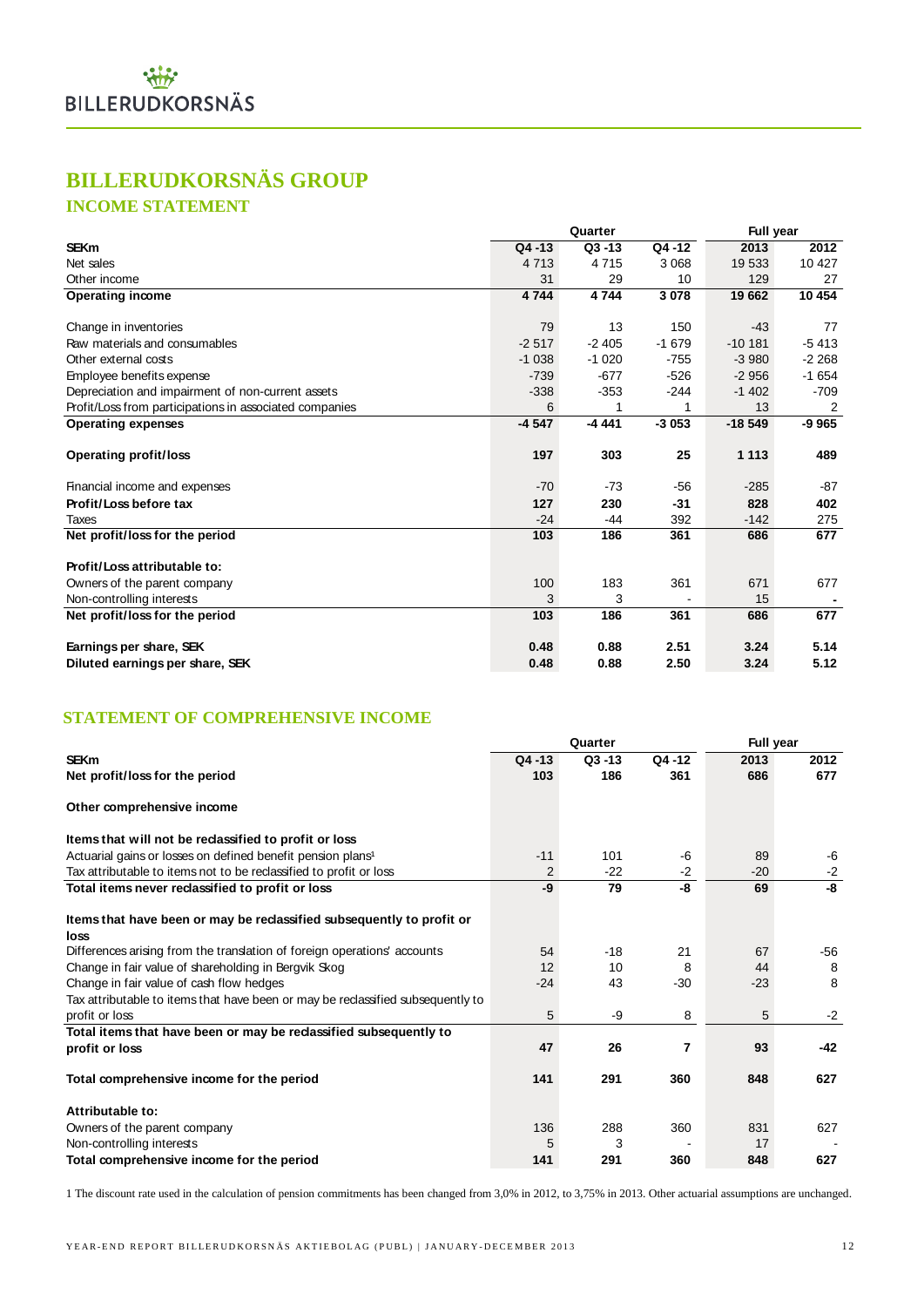# BILLERUDKORSNÄS GROUP

## INCOME STATEMENT

| SEKm | Quarter | | | Full year | |
|---|---|---|---|---|---|
| | Q4 -13 | Q3 -13 | Q4 -12 | 2013 | 2012 |
| Net sales | 4 713 | 4 715 | 3 068 | 19 533 | 10 427 |
| Other income | 31 | 29 | 10 | 129 | 27 |
| **Operating income** | **4 744** | **4 744** | **3 078** | **19 662** | **10 454** |
| Change in inventories | 79 | 13 | 150 | -43 | 77 |
| Raw materials and consumables | -2 517 | -2 405 | -1 679 | -10 181 | -5 413 |
| Other external costs | -1 038 | -1 020 | -755 | -3 980 | -2 268 |
| Employee benefits expense | -739 | -677 | -526 | -2 956 | -1 654 |
| Depreciation and impairment of non-current assets | -338 | -353 | -244 | -1 402 | -709 |
| Profit/Loss from participations in associated companies | 6 | 1 | 1 | 13 | 2 |
| **Operating expenses** | **-4 547** | **-4 441** | **-3 053** | **-18 549** | **-9 965** |
| **Operating profit/loss** | **197** | **303** | **25** | **1 113** | **489** |
| Financial income and expenses | -70 | -73 | -56 | -285 | -87 |
| **Profit/Loss before tax** | **127** | **230** | **-31** | **828** | **402** |
| Taxes | -24 | -44 | 392 | -142 | 275 |
| **Net profit/loss for the period** | **103** | **186** | **361** | **686** | **677** |
| **Profit/Loss attributable to:** | | | | | |
| Owners of the parent company | 100 | 183 | 361 | 671 | 677 |
| Non-controlling interests | 3 | 3 | - | 15 | - |
| **Net profit/loss for the period** | **103** | **186** | **361** | **686** | **677** |
| **Earnings per share, SEK** | **0.48** | **0.88** | **2.51** | **3.24** | **5.14** |
| **Diluted earnings per share, SEK** | **0.48** | **0.88** | **2.50** | **3.24** | **5.12** |

## STATEMENT OF COMPREHENSIVE INCOME

| SEKm | Quarter | | | Full year | |
|---|---|---|---|---|---|
| | Q4 -13 | Q3 -13 | Q4 -12 | 2013 | 2012 |
| **Net profit/loss for the period** | **103** | **186** | **361** | **686** | **677** |
| **Other comprehensive income** | | | | | |
| **Items that will not be reclassified to profit or loss** | | | | | |
| Actuarial gains or losses on defined benefit pension plans[1] | -11 | 101 | -6 | 89 | -6 |
| Tax attributable to items not to be reclassified to profit or loss | 2 | -22 | -2 | -20 | -2 |
| **Total items never reclassified to profit or loss** | **-9** | **79** | **-8** | **69** | **-8** |
| **Items that have been or may be reclassified subsequently to profit or loss** | | | | | |
| Differences arising from the translation of foreign operations' accounts | 54 | -18 | 21 | 67 | -56 |
| Change in fair value of shareholding in Bergvik Skog | 12 | 10 | 8 | 44 | 8 |
| Change in fair value of cash flow hedges | -24 | 43 | -30 | -23 | 8 |
| Tax attributable to items that have been or may be reclassified subsequently to profit or loss | 5 | -9 | 8 | 5 | -2 |
| **Total items that have been or may be reclassified subsequently to profit or loss** | **47** | **26** | **7** | **93** | **-42** |
| **Total comprehensive income for the period** | **141** | **291** | **360** | **848** | **627** |
| **Attributable to:** | | | | | |
| Owners of the parent company | 136 | 288 | 360 | 831 | 627 |
| Non-controlling interests | 5 | 3 | - | 17 | - |
| **Total comprehensive income for the period** | **141** | **291** | **360** | **848** | **627** |

1 The discount rate used in the calculation of pension commitments has been changed from 3,0% in 2012, to 3,75% in 2013. Other actuarial assumptions are unchanged.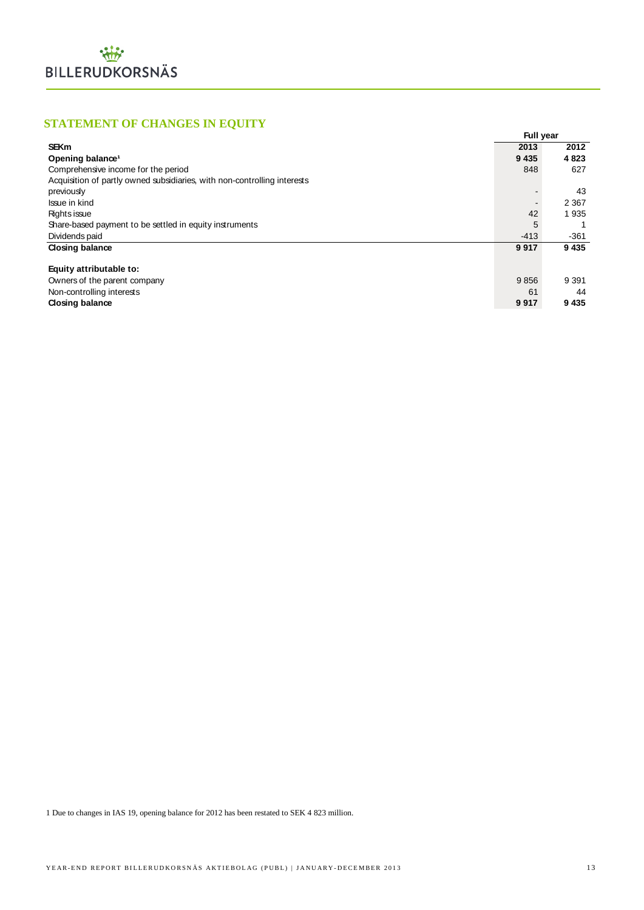## STATEMENT OF CHANGES IN EQUITY

| SEKm | Full year 2013 | 2012 |
|---|---|---|
| **Opening balance**[1] | **9 435** | **4 823** |
| Comprehensive income for the period | 848 | 627 |
| Acquisition of partly owned subsidiaries, with non-controlling interests previously | - | 43 |
| Issue in kind | - | 2 367 |
| Rights issue | 42 | 1 935 |
| Share-based payment to be settled in equity instruments | 5 | 1 |
| Dividends paid | -413 | -361 |
| **Closing balance** | **9 917** | **9 435** |
| | | |
| **Equity attributable to:** | | |
| Owners of the parent company | 9 856 | 9 391 |
| Non-controlling interests | 61 | 44 |
| **Closing balance** | **9 917** | **9 435** |

1 Due to changes in IAS 19, opening balance for 2012 has been restated to SEK 4 823 million.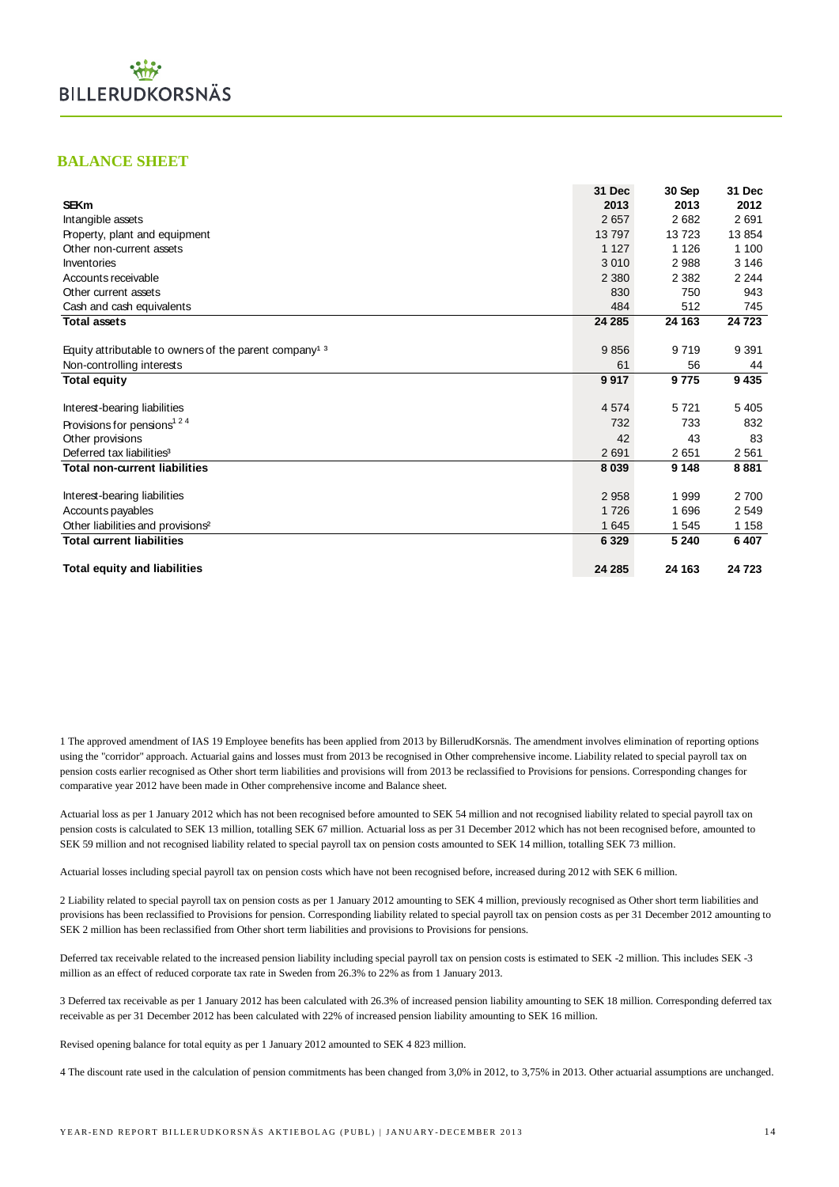## BALANCE SHEET

| SEKm | 31 Dec 2013 | 30 Sep 2013 | 31 Dec 2012 |
|---|---|---|---|
| Intangible assets | 2 657 | 2 682 | 2 691 |
| Property, plant and equipment | 13 797 | 13 723 | 13 854 |
| Other non-current assets | 1 127 | 1 126 | 1 100 |
| Inventories | 3 010 | 2 988 | 3 146 |
| Accounts receivable | 2 380 | 2 382 | 2 244 |
| Other current assets | 830 | 750 | 943 |
| Cash and cash equivalents | 484 | 512 | 745 |
| **Total assets** | **24 285** | **24 163** | **24 723** |
| | | | |
| Equity attributable to owners of the parent company[1 3] | 9 856 | 9 719 | 9 391 |
| Non-controlling interests | 61 | 56 | 44 |
| **Total equity** | **9 917** | **9 775** | **9 435** |
| | | | |
| Interest-bearing liabilities | 4 574 | 5 721 | 5 405 |
| Provisions for pensions[1 2 4] | 732 | 733 | 832 |
| Other provisions | 42 | 43 | 83 |
| Deferred tax liabilities[3] | 2 691 | 2 651 | 2 561 |
| **Total non-current liabilities** | **8 039** | **9 148** | **8 881** |
| | | | |
| Interest-bearing liabilities | 2 958 | 1 999 | 2 700 |
| Accounts payables | 1 726 | 1 696 | 2 549 |
| Other liabilities and provisions[2] | 1 645 | 1 545 | 1 158 |
| **Total current liabilities** | **6 329** | **5 240** | **6 407** |
| | | | |
| **Total equity and liabilities** | **24 285** | **24 163** | **24 723** |

1 The approved amendment of IAS 19 Employee benefits has been applied from 2013 by BillerudKorsnäs. The amendment involves elimination of reporting options using the "corridor" approach. Actuarial gains and losses must from 2013 be recognised in Other comprehensive income. Liability related to special payroll tax on pension costs earlier recognised as Other short term liabilities and provisions will from 2013 be reclassified to Provisions for pensions. Corresponding changes for comparative year 2012 have been made in Other comprehensive income and Balance sheet.

Actuarial loss as per 1 January 2012 which has not been recognised before amounted to SEK 54 million and not recognised liability related to special payroll tax on pension costs is calculated to SEK 13 million, totalling SEK 67 million. Actuarial loss as per 31 December 2012 which has not been recognised before, amounted to SEK 59 million and not recognised liability related to special payroll tax on pension costs amounted to SEK 14 million, totalling SEK 73 million.

Actuarial losses including special payroll tax on pension costs which have not been recognised before, increased during 2012 with SEK 6 million.

2 Liability related to special payroll tax on pension costs as per 1 January 2012 amounting to SEK 4 million, previously recognised as Other short term liabilities and provisions has been reclassified to Provisions for pension. Corresponding liability related to special payroll tax on pension costs as per 31 December 2012 amounting to SEK 2 million has been reclassified from Other short term liabilities and provisions to Provisions for pensions.

Deferred tax receivable related to the increased pension liability including special payroll tax on pension costs is estimated to SEK -2 million. This includes SEK -3 million as an effect of reduced corporate tax rate in Sweden from 26.3% to 22% as from 1 January 2013.

3 Deferred tax receivable as per 1 January 2012 has been calculated with 26.3% of increased pension liability amounting to SEK 18 million. Corresponding deferred tax receivable as per 31 December 2012 has been calculated with 22% of increased pension liability amounting to SEK 16 million.

Revised opening balance for total equity as per 1 January 2012 amounted to SEK 4 823 million.

4 The discount rate used in the calculation of pension commitments has been changed from 3,0% in 2012, to 3,75% in 2013. Other actuarial assumptions are unchanged.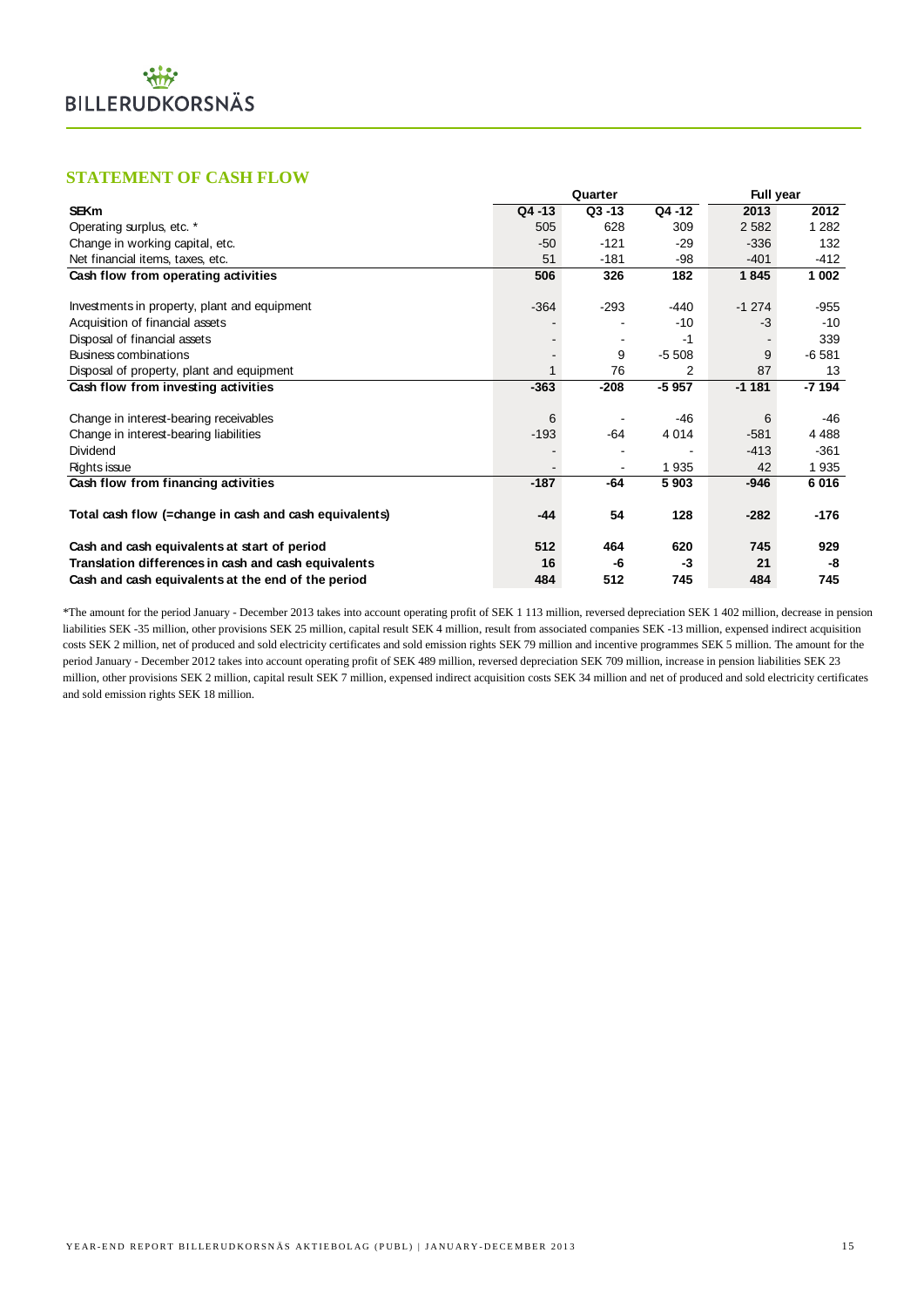## STATEMENT OF CASH FLOW

| SEKm | Quarter | | | Full year | |
|---|---|---|---|---|---|
| | Q4 -13 | Q3 -13 | Q4 -12 | 2013 | 2012 |
| Operating surplus, etc. * | 505 | 628 | 309 | 2 582 | 1 282 |
| Change in working capital, etc. | -50 | -121 | -29 | -336 | 132 |
| Net financial items, taxes, etc. | 51 | -181 | -98 | -401 | -412 |
| **Cash flow from operating activities** | **506** | **326** | **182** | **1 845** | **1 002** |
| Investments in property, plant and equipment | -364 | -293 | -440 | -1 274 | -955 |
| Acquisition of financial assets | - | - | -10 | -3 | -10 |
| Disposal of financial assets | - | - | -1 | - | 339 |
| Business combinations | - | 9 | -5 508 | 9 | -6 581 |
| Disposal of property, plant and equipment | 1 | 76 | 2 | 87 | 13 |
| **Cash flow from investing activities** | **-363** | **-208** | **-5 957** | **-1 181** | **-7 194** |
| Change in interest-bearing receivables | 6 | - | -46 | 6 | -46 |
| Change in interest-bearing liabilities | -193 | -64 | 4 014 | -581 | 4 488 |
| Dividend | - | - | - | -413 | -361 |
| Rights issue | - | - | 1 935 | 42 | 1 935 |
| **Cash flow from financing activities** | **-187** | **-64** | **5 903** | **-946** | **6 016** |
| **Total cash flow (=change in cash and cash equivalents)** | **-44** | **54** | **128** | **-282** | **-176** |
| **Cash and cash equivalents at start of period** | **512** | **464** | **620** | **745** | **929** |
| **Translation differences in cash and cash equivalents** | **16** | **-6** | **-3** | **21** | **-8** |
| **Cash and cash equivalents at the end of the period** | **484** | **512** | **745** | **484** | **745** |

*The amount for the period January - December 2013 takes into account operating profit of SEK 1 113 million, reversed depreciation SEK 1 402 million, decrease in pension liabilities SEK -35 million, other provisions SEK 25 million, capital result SEK 4 million, result from associated companies SEK -13 million, expensed indirect acquisition costs SEK 2 million, net of produced and sold electricity certificates and sold emission rights SEK 79 million and incentive programmes SEK 5 million. The amount for the period January - December 2012 takes into account operating profit of SEK 489 million, reversed depreciation SEK 709 million, increase in pension liabilities SEK 23 million, other provisions SEK 2 million, capital result SEK 7 million, expensed indirect acquisition costs SEK 34 million and net of produced and sold electricity certificates and sold emission rights SEK 18 million.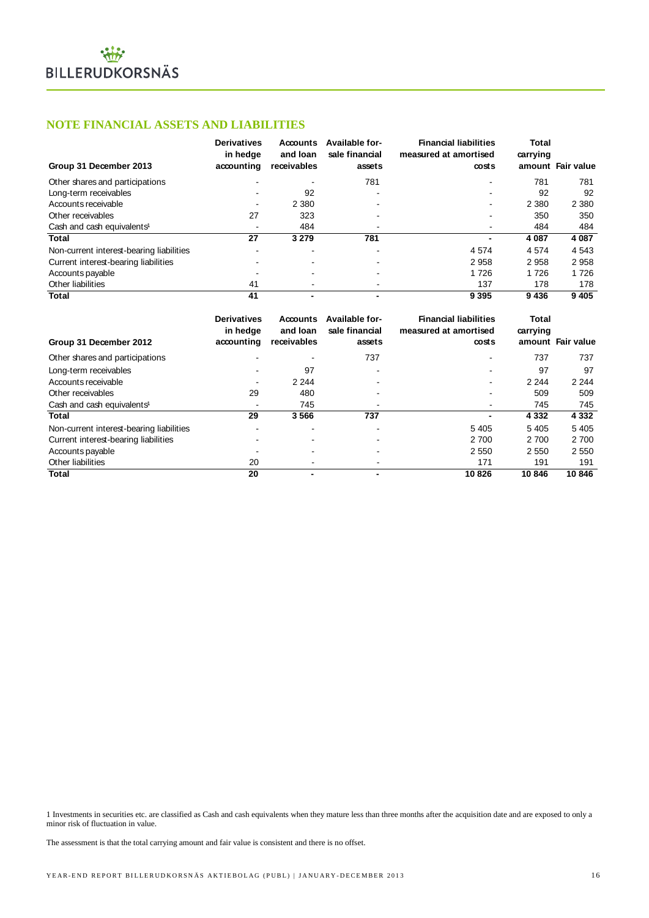## NOTE FINANCIAL ASSETS AND LIABILITIES

| Group 31 December 2013 | Derivatives in hedge accounting | Accounts and loan receivables | Available for-sale financial assets | Financial liabilities measured at amortised costs | Total carrying amount | Fair value |
|---|---|---|---|---|---|---|
| Other shares and participations | - | - | 781 | - | 781 | 781 |
| Long-term receivables | - | 92 | - | - | 92 | 92 |
| Accounts receivable | - | 2 380 | - | - | 2 380 | 2 380 |
| Other receivables | 27 | 323 | - | - | 350 | 350 |
| Cash and cash equivalents[1] | - | 484 | - | - | 484 | 484 |
| **Total** | **27** | **3 279** | **781** | **-** | **4 087** | **4 087** |
| Non-current interest-bearing liabilities | - | - | - | 4 574 | 4 574 | 4 543 |
| Current interest-bearing liabilities | - | - | - | 2 958 | 2 958 | 2 958 |
| Accounts payable | - | - | - | 1 726 | 1 726 | 1 726 |
| Other liabilities | 41 | - | - | 137 | 178 | 178 |
| **Total** | **41** | **-** | **-** | **9 395** | **9 436** | **9 405** |

| Group 31 December 2012 | Derivatives in hedge accounting | Accounts and loan receivables | Available for-sale financial assets | Financial liabilities measured at amortised costs | Total carrying amount | Fair value |
|---|---|---|---|---|---|---|
| Other shares and participations | - | - | 737 | - | 737 | 737 |
| Long-term receivables | - | 97 | - | - | 97 | 97 |
| Accounts receivable | - | 2 244 | - | - | 2 244 | 2 244 |
| Other receivables | 29 | 480 | - | - | 509 | 509 |
| Cash and cash equivalents[1] | - | 745 | - | - | 745 | 745 |
| **Total** | **29** | **3 566** | **737** | **-** | **4 332** | **4 332** |
| Non-current interest-bearing liabilities | - | - | - | 5 405 | 5 405 | 5 405 |
| Current interest-bearing liabilities | - | - | - | 2 700 | 2 700 | 2 700 |
| Accounts payable | - | - | - | 2 550 | 2 550 | 2 550 |
| Other liabilities | 20 | - | - | 171 | 191 | 191 |
| **Total** | **20** | **-** | **-** | **10 826** | **10 846** | **10 846** |

1 Investments in securities etc. are classified as Cash and cash equivalents when they mature less than three months after the acquisition date and are exposed to only a minor risk of fluctuation in value.

The assessment is that the total carrying amount and fair value is consistent and there is no offset.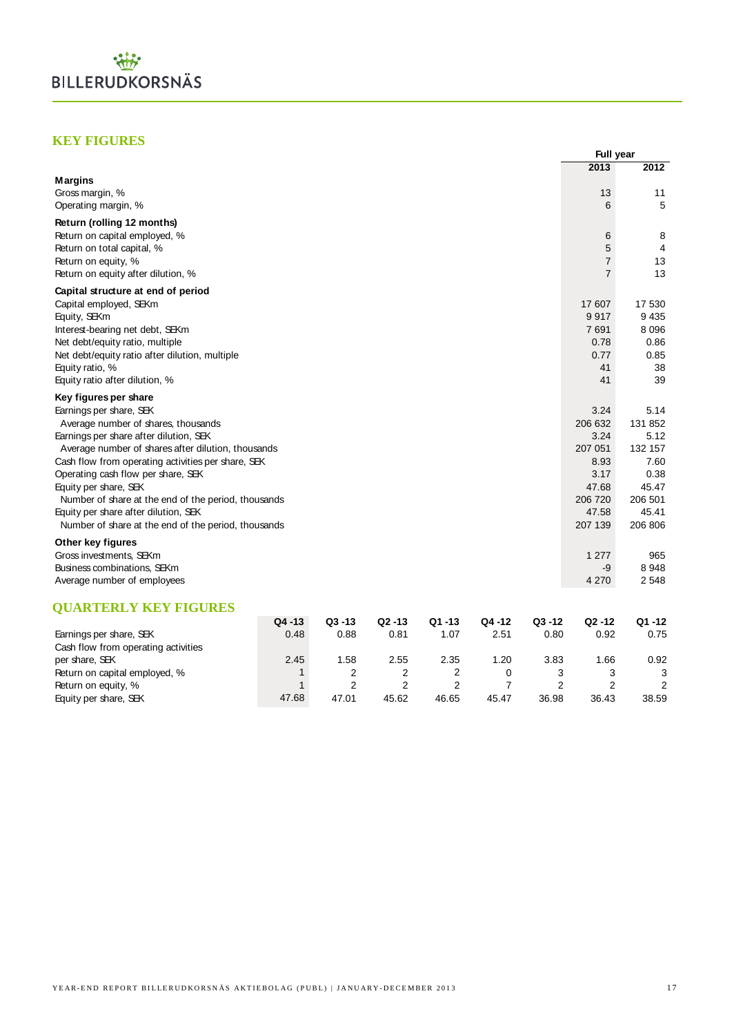## KEY FIGURES

| | Full year | |
|---|---|---|
| | **2013** | **2012** |
| **Margins** | | |
| Gross margin, % | 13 | 11 |
| Operating margin, % | 6 | 5 |
| **Return (rolling 12 months)** | | |
| Return on capital employed, % | 6 | 8 |
| Return on total capital, % | 5 | 4 |
| Return on equity, % | 7 | 13 |
| Return on equity after dilution, % | 7 | 13 |
| **Capital structure at end of period** | | |
| Capital employed, SEKm | 17 607 | 17 530 |
| Equity, SEKm | 9 917 | 9 435 |
| Interest-bearing net debt, SEKm | 7 691 | 8 096 |
| Net debt/equity ratio, multiple | 0.78 | 0.86 |
| Net debt/equity ratio after dilution, multiple | 0.77 | 0.85 |
| Equity ratio, % | 41 | 38 |
| Equity ratio after dilution, % | 41 | 39 |
| **Key figures per share** | | |
| Earnings per share, SEK | 3.24 | 5.14 |
| Average number of shares, thousands | 206 632 | 131 852 |
| Earnings per share after dilution, SEK | 3.24 | 5.12 |
| Average number of shares after dilution, thousands | 207 051 | 132 157 |
| Cash flow from operating activities per share, SEK | 8.93 | 7.60 |
| Operating cash flow per share, SEK | 3.17 | 0.38 |
| Equity per share, SEK | 47.68 | 45.47 |
| Number of share at the end of the period, thousands | 206 720 | 206 501 |
| Equity per share after dilution, SEK | 47.58 | 45.41 |
| Number of share at the end of the period, thousands | 207 139 | 206 806 |
| **Other key figures** | | |
| Gross investments, SEKm | 1 277 | 965 |
| Business combinations, SEKm | -9 | 8 948 |
| Average number of employees | 4 270 | 2 548 |

## QUARTERLY KEY FIGURES

| | Q4 -13 | Q3 -13 | Q2 -13 | Q1 -13 | Q4 -12 | Q3 -12 | Q2 -12 | Q1 -12 |
|---|---|---|---|---|---|---|---|---|
| Earnings per share, SEK | 0.48 | 0.88 | 0.81 | 1.07 | 2.51 | 0.80 | 0.92 | 0.75 |
| Cash flow from operating activities per share, SEK | 2.45 | 1.58 | 2.55 | 2.35 | 1.20 | 3.83 | 1.66 | 0.92 |
| Return on capital employed, % | 1 | 2 | 2 | 2 | 0 | 3 | 3 | 3 |
| Return on equity, % | 1 | 2 | 2 | 2 | 7 | 2 | 2 | 2 |
| Equity per share, SEK | 47.68 | 47.01 | 45.62 | 46.65 | 45.47 | 36.98 | 36.43 | 38.59 |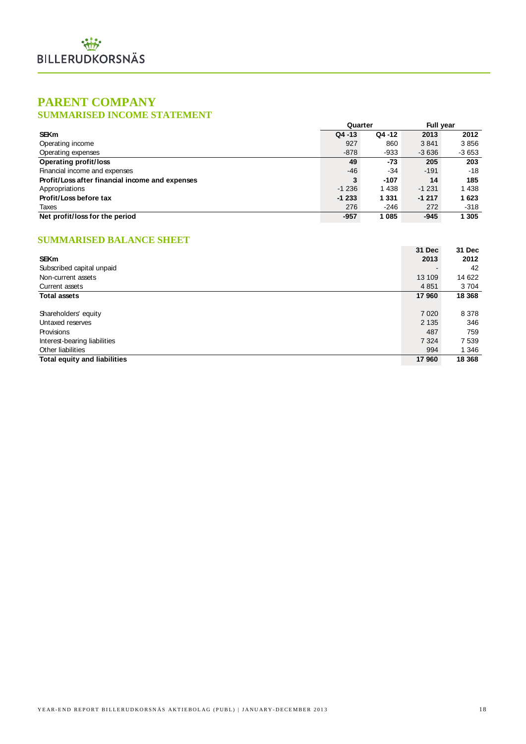# PARENT COMPANY

## SUMMARISED INCOME STATEMENT

| | Quarter | | Full year | |
|---|---|---|---|---|
| **SEKm** | **Q4 -13** | **Q4 -12** | **2013** | **2012** |
| Operating income | 927 | 860 | 3 841 | 3 856 |
| Operating expenses | -878 | -933 | -3 636 | -3 653 |
| **Operating profit/loss** | **49** | **-73** | **205** | **203** |
| Financial income and expenses | -46 | -34 | -191 | -18 |
| **Profit/Loss after financial income and expenses** | **3** | **-107** | **14** | **185** |
| Appropriations | -1 236 | 1 438 | -1 231 | 1 438 |
| **Profit/Loss before tax** | **-1 233** | **1 331** | **-1 217** | **1 623** |
| Taxes | 276 | -246 | 272 | -318 |
| **Net profit/loss for the period** | **-957** | **1 085** | **-945** | **1 305** |

## SUMMARISED BALANCE SHEET

| **SEKm** | **31 Dec 2013** | **31 Dec 2012** |
|---|---|---|
| Subscribed capital unpaid | - | 42 |
| Non-current assets | 13 109 | 14 622 |
| Current assets | 4 851 | 3 704 |
| **Total assets** | **17 960** | **18 368** |
| | | |
| Shareholders' equity | 7 020 | 8 378 |
| Untaxed reserves | 2 135 | 346 |
| Provisions | 487 | 759 |
| Interest-bearing liabilities | 7 324 | 7 539 |
| Other liabilities | 994 | 1 346 |
| **Total equity and liabilities** | **17 960** | **18 368** |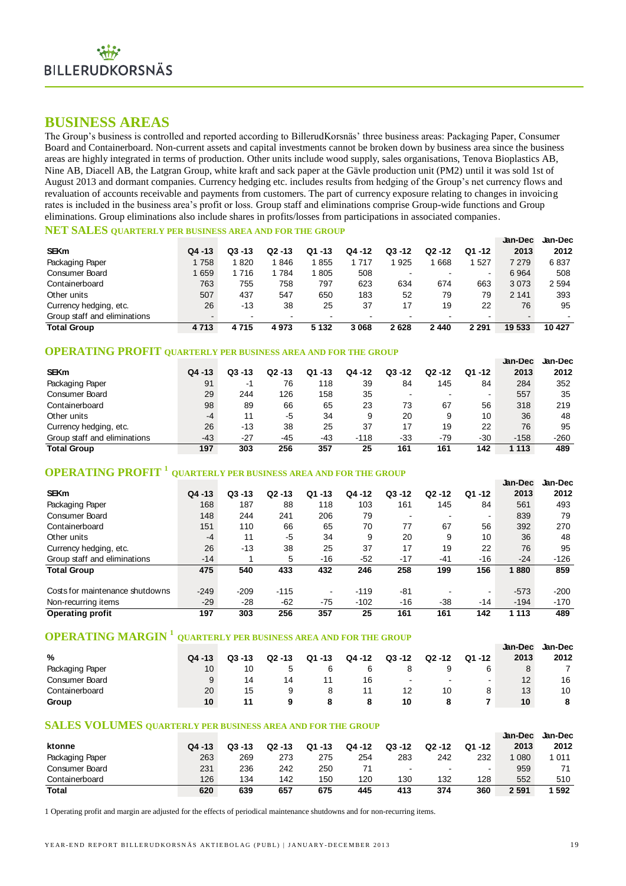## BUSINESS AREAS

The Group's business is controlled and reported according to BillerudKorsnäs' three business areas: Packaging Paper, Consumer Board and Containerboard. Non-current assets and capital investments cannot be broken down by business area since the business areas are highly integrated in terms of production. Other units include wood supply, sales organisations, Tenova Bioplastics AB, Nine AB, Diacell AB, the Latgran Group, white kraft and sack paper at the Gävle production unit (PM2) until it was sold 1st of August 2013 and dormant companies. Currency hedging etc. includes results from hedging of the Group's net currency flows and revaluation of accounts receivable and payments from customers. The part of currency exposure relating to changes in invoicing rates is included in the business area's profit or loss. Group staff and eliminations comprise Group-wide functions and Group eliminations. Group eliminations also include shares in profits/losses from participations in associated companies.

### NET SALES QUARTERLY PER BUSINESS AREA AND FOR THE GROUP

| SEKm | Q4 -13 | Q3 -13 | Q2 -13 | Q1 -13 | Q4 -12 | Q3 -12 | Q2 -12 | Q1 -12 | Jan-Dec 2013 | Jan-Dec 2012 |
|---|---|---|---|---|---|---|---|---|---|---|
| Packaging Paper | 1 758 | 1 820 | 1 846 | 1 855 | 1 717 | 1 925 | 1 668 | 1 527 | 7 279 | 6 837 |
| Consumer Board | 1 659 | 1 716 | 1 784 | 1 805 | 508 | - | - | - | 6 964 | 508 |
| Containerboard | 763 | 755 | 758 | 797 | 623 | 634 | 674 | 663 | 3 073 | 2 594 |
| Other units | 507 | 437 | 547 | 650 | 183 | 52 | 79 | 79 | 2 141 | 393 |
| Currency hedging, etc. | 26 | -13 | 38 | 25 | 37 | 17 | 19 | 22 | 76 | 95 |
| Group staff and eliminations | - | - | - | - | - | - | - | - | - | - |
| **Total Group** | **4 713** | **4 715** | **4 973** | **5 132** | **3 068** | **2 628** | **2 440** | **2 291** | **19 533** | **10 427** |

### OPERATING PROFIT QUARTERLY PER BUSINESS AREA AND FOR THE GROUP

| SEKm | Q4 -13 | Q3 -13 | Q2 -13 | Q1 -13 | Q4 -12 | Q3 -12 | Q2 -12 | Q1 -12 | Jan-Dec 2013 | Jan-Dec 2012 |
|---|---|---|---|---|---|---|---|---|---|---|
| Packaging Paper | 91 | -1 | 76 | 118 | 39 | 84 | 145 | 84 | 284 | 352 |
| Consumer Board | 29 | 244 | 126 | 158 | 35 | - | - | - | 557 | 35 |
| Containerboard | 98 | 89 | 66 | 65 | 23 | 73 | 67 | 56 | 318 | 219 |
| Other units | -4 | 11 | -5 | 34 | 9 | 20 | 9 | 10 | 36 | 48 |
| Currency hedging, etc. | 26 | -13 | 38 | 25 | 37 | 17 | 19 | 22 | 76 | 95 |
| Group staff and eliminations | -43 | -27 | -45 | -43 | -118 | -33 | -79 | -30 | -158 | -260 |
| **Total Group** | **197** | **303** | **256** | **357** | **25** | **161** | **161** | **142** | **1 113** | **489** |

### OPERATING PROFIT [1] QUARTERLY PER BUSINESS AREA AND FOR THE GROUP

| SEKm | Q4 -13 | Q3 -13 | Q2 -13 | Q1 -13 | Q4 -12 | Q3 -12 | Q2 -12 | Q1 -12 | Jan-Dec 2013 | Jan-Dec 2012 |
|---|---|---|---|---|---|---|---|---|---|---|
| Packaging Paper | 168 | 187 | 88 | 118 | 103 | 161 | 145 | 84 | 561 | 493 |
| Consumer Board | 148 | 244 | 241 | 206 | 79 | - | - | - | 839 | 79 |
| Containerboard | 151 | 110 | 66 | 65 | 70 | 77 | 67 | 56 | 392 | 270 |
| Other units | -4 | 11 | -5 | 34 | 9 | 20 | 9 | 10 | 36 | 48 |
| Currency hedging, etc. | 26 | -13 | 38 | 25 | 37 | 17 | 19 | 22 | 76 | 95 |
| Group staff and eliminations | -14 | 1 | 5 | -16 | -52 | -17 | -41 | -16 | -24 | -126 |
| **Total Group** | **475** | **540** | **433** | **432** | **246** | **258** | **199** | **156** | **1 880** | **859** |
| Costs for maintenance shutdowns | -249 | -209 | -115 | - | -119 | -81 | - | - | -573 | -200 |
| Non-recurring items | -29 | -28 | -62 | -75 | -102 | -16 | -38 | -14 | -194 | -170 |
| **Operating profit** | **197** | **303** | **256** | **357** | **25** | **161** | **161** | **142** | **1 113** | **489** |

### OPERATING MARGIN [1] QUARTERLY PER BUSINESS AREA AND FOR THE GROUP

| % | Q4 -13 | Q3 -13 | Q2 -13 | Q1 -13 | Q4 -12 | Q3 -12 | Q2 -12 | Q1 -12 | Jan-Dec 2013 | Jan-Dec 2012 |
|---|---|---|---|---|---|---|---|---|---|---|
| Packaging Paper | 10 | 10 | 5 | 6 | 6 | 8 | 9 | 6 | 8 | 7 |
| Consumer Board | 9 | 14 | 14 | 11 | 16 | - | - | - | 12 | 16 |
| Containerboard | 20 | 15 | 9 | 8 | 11 | 12 | 10 | 8 | 13 | 10 |
| **Group** | **10** | **11** | **9** | **8** | **8** | **10** | **8** | **7** | **10** | **8** |

### SALES VOLUMES QUARTERLY PER BUSINESS AREA AND FOR THE GROUP

| ktonne | Q4 -13 | Q3 -13 | Q2 -13 | Q1 -13 | Q4 -12 | Q3 -12 | Q2 -12 | Q1 -12 | Jan-Dec 2013 | Jan-Dec 2012 |
|---|---|---|---|---|---|---|---|---|---|---|
| Packaging Paper | 263 | 269 | 273 | 275 | 254 | 283 | 242 | 232 | 1 080 | 1 011 |
| Consumer Board | 231 | 236 | 242 | 250 | 71 | - | - | - | 959 | 71 |
| Containerboard | 126 | 134 | 142 | 150 | 120 | 130 | 132 | 128 | 552 | 510 |
| **Total** | **620** | **639** | **657** | **675** | **445** | **413** | **374** | **360** | **2 591** | **1 592** |

1 Operating profit and margin are adjusted for the effects of periodical maintenance shutdowns and for non-recurring items.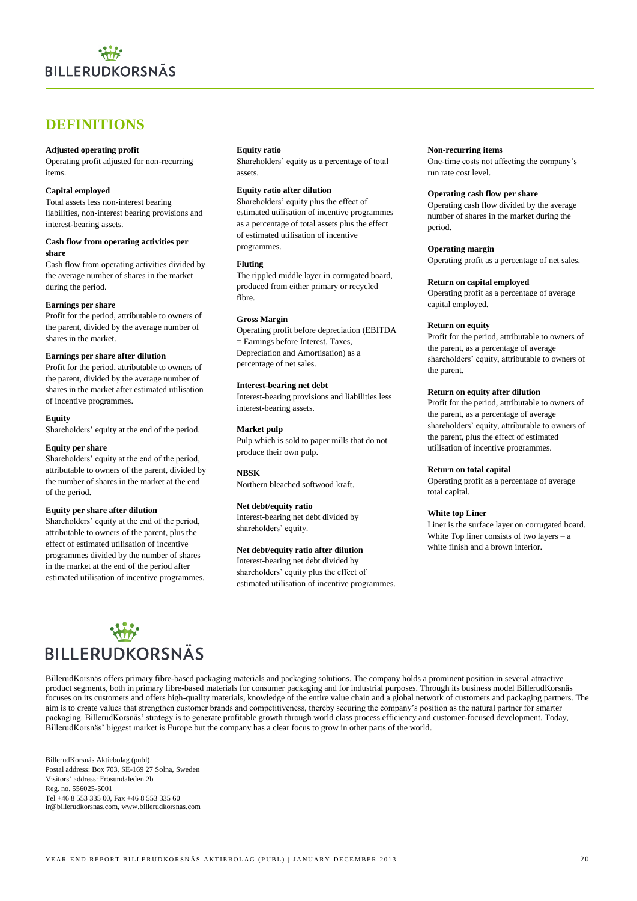## DEFINITIONS

**Adjusted operating profit**
Operating profit adjusted for non-recurring items.

**Capital employed**
Total assets less non-interest bearing liabilities, non-interest bearing provisions and interest-bearing assets.

**Cash flow from operating activities per share**
Cash flow from operating activities divided by the average number of shares in the market during the period.

**Earnings per share**
Profit for the period, attributable to owners of the parent, divided by the average number of shares in the market.

**Earnings per share after dilution**
Profit for the period, attributable to owners of the parent, divided by the average number of shares in the market after estimated utilisation of incentive programmes.

**Equity**
Shareholders' equity at the end of the period.

**Equity per share**
Shareholders' equity at the end of the period, attributable to owners of the parent, divided by the number of shares in the market at the end of the period.

**Equity per share after dilution**
Shareholders' equity at the end of the period, attributable to owners of the parent, plus the effect of estimated utilisation of incentive programmes divided by the number of shares in the market at the end of the period after estimated utilisation of incentive programmes.

**Equity ratio**
Shareholders' equity as a percentage of total assets.

**Equity ratio after dilution**
Shareholders' equity plus the effect of estimated utilisation of incentive programmes as a percentage of total assets plus the effect of estimated utilisation of incentive programmes.

**Fluting**
The rippled middle layer in corrugated board, produced from either primary or recycled fibre.

**Gross Margin**
Operating profit before depreciation (EBITDA = Earnings before Interest, Taxes, Depreciation and Amortisation) as a percentage of net sales.

**Interest-bearing net debt**
Interest-bearing provisions and liabilities less interest-bearing assets.

**Market pulp**
Pulp which is sold to paper mills that do not produce their own pulp.

**NBSK**
Northern bleached softwood kraft.

**Net debt/equity ratio**
Interest-bearing net debt divided by shareholders' equity.

**Net debt/equity ratio after dilution**
Interest-bearing net debt divided by shareholders' equity plus the effect of estimated utilisation of incentive programmes.

**Non-recurring items**
One-time costs not affecting the company's run rate cost level.

**Operating cash flow per share**
Operating cash flow divided by the average number of shares in the market during the period.

**Operating margin**
Operating profit as a percentage of net sales.

**Return on capital employed**
Operating profit as a percentage of average capital employed.

**Return on equity**
Profit for the period, attributable to owners of the parent, as a percentage of average shareholders' equity, attributable to owners of the parent.

**Return on equity after dilution**
Profit for the period, attributable to owners of the parent, as a percentage of average shareholders' equity, attributable to owners of the parent, plus the effect of estimated utilisation of incentive programmes.

**Return on total capital**
Operating profit as a percentage of average total capital.

**White top Liner**
Liner is the surface layer on corrugated board. White Top liner consists of two layers – a white finish and a brown interior.

BILLERUDKORSNÄS

BillerudKorsnäs offers primary fibre-based packaging materials and packaging solutions. The company holds a prominent position in several attractive product segments, both in primary fibre-based materials for consumer packaging and for industrial purposes. Through its business model BillerudKorsnäs focuses on its customers and offers high-quality materials, knowledge of the entire value chain and a global network of customers and packaging partners. The aim is to create values that strengthen customer brands and competitiveness, thereby securing the company's position as the natural partner for smarter packaging. BillerudKorsnäs' strategy is to generate profitable growth through world class process efficiency and customer-focused development. Today, BillerudKorsnäs' biggest market is Europe but the company has a clear focus to grow in other parts of the world.

BillerudKorsnäs Aktiebolag (publ)
Postal address: Box 703, SE-169 27 Solna, Sweden
Visitors' address: Frösundaleden 2b
Reg. no. 556025-5001
Tel +46 8 553 335 00, Fax +46 8 553 335 60
ir@billerudkorsnas.com, www.billerudkorsnas.com